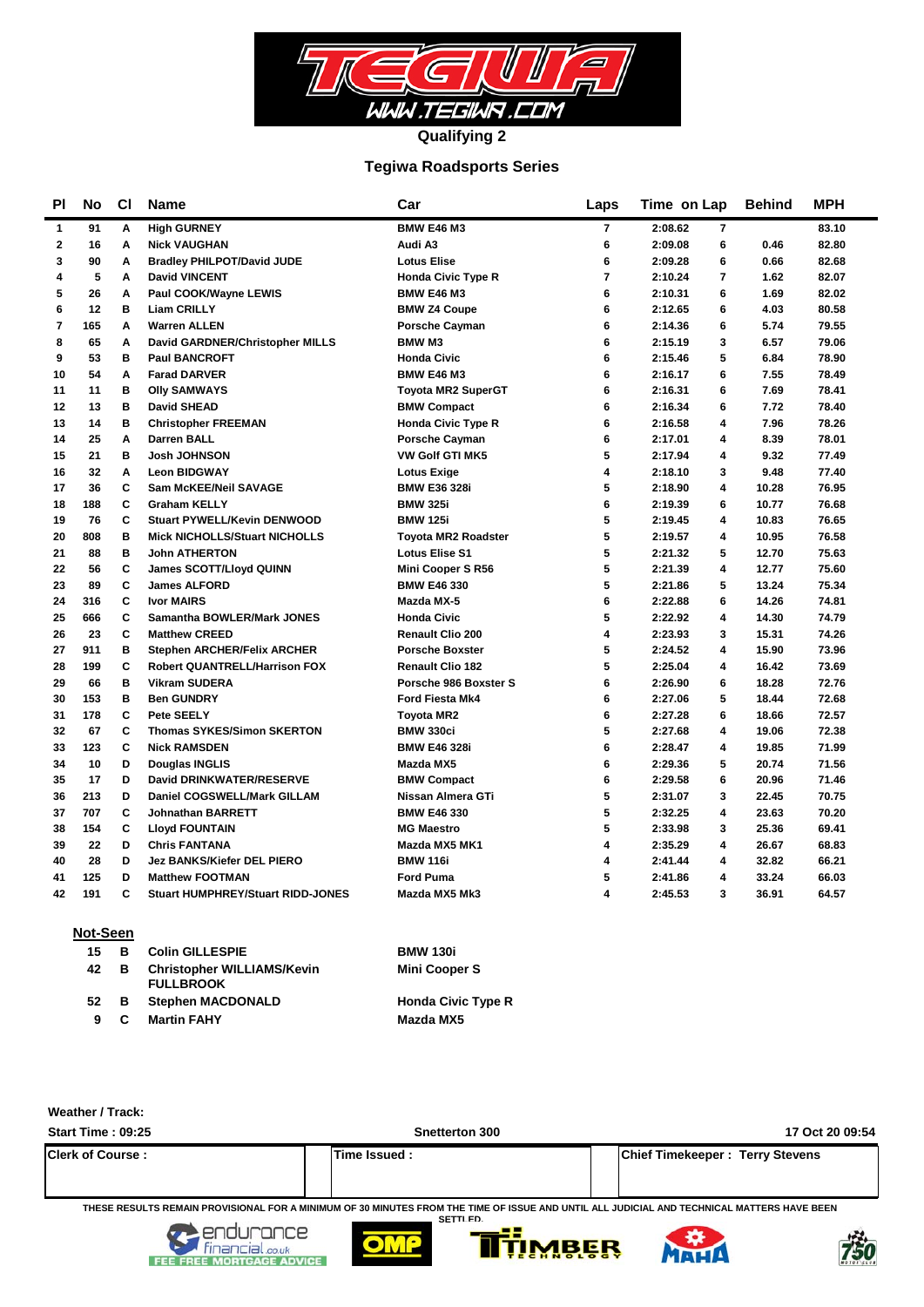# Qualifying 2

## Tegiwa Roadsports Series

| Pl | No | Cl | Name | Car | Laps | Time | on Lap | Behind | MPH |
|---|---|---|---|---|---|---|---|---|---|
| 1 | 91 | A | High GURNEY | BMW E46 M3 | 7 | 2:08.62 | 7 | | 83.10 |
| 2 | 16 | A | Nick VAUGHAN | Audi A3 | 6 | 2:09.08 | 6 | 0.46 | 82.80 |
| 3 | 90 | A | Bradley PHILPOT/David JUDE | Lotus Elise | 6 | 2:09.28 | 6 | 0.66 | 82.68 |
| 4 | 5 | A | David VINCENT | Honda Civic Type R | 7 | 2:10.24 | 7 | 1.62 | 82.07 |
| 5 | 26 | A | Paul COOK/Wayne LEWIS | BMW E46 M3 | 6 | 2:10.31 | 6 | 1.69 | 82.02 |
| 6 | 12 | B | Liam CRILLY | BMW Z4 Coupe | 6 | 2:12.65 | 6 | 4.03 | 80.58 |
| 7 | 165 | A | Warren ALLEN | Porsche Cayman | 6 | 2:14.36 | 6 | 5.74 | 79.55 |
| 8 | 65 | A | David GARDNER/Christopher MILLS | BMW M3 | 6 | 2:15.19 | 3 | 6.57 | 79.06 |
| 9 | 53 | B | Paul BANCROFT | Honda Civic | 6 | 2:15.46 | 5 | 6.84 | 78.90 |
| 10 | 54 | A | Farad DARVER | BMW E46 M3 | 6 | 2:16.17 | 6 | 7.55 | 78.49 |
| 11 | 11 | B | Olly SAMWAYS | Toyota MR2 SuperGT | 6 | 2:16.31 | 6 | 7.69 | 78.41 |
| 12 | 13 | B | David SHEAD | BMW Compact | 6 | 2:16.34 | 6 | 7.72 | 78.40 |
| 13 | 14 | B | Christopher FREEMAN | Honda Civic Type R | 6 | 2:16.58 | 4 | 7.96 | 78.26 |
| 14 | 25 | A | Darren BALL | Porsche Cayman | 6 | 2:17.01 | 4 | 8.39 | 78.01 |
| 15 | 21 | B | Josh JOHNSON | VW Golf GTI MK5 | 5 | 2:17.94 | 4 | 9.32 | 77.49 |
| 16 | 32 | A | Leon BIDGWAY | Lotus Exige | 4 | 2:18.10 | 3 | 9.48 | 77.40 |
| 17 | 36 | C | Sam McKEE/Neil SAVAGE | BMW E36 328i | 5 | 2:18.90 | 4 | 10.28 | 76.95 |
| 18 | 188 | C | Graham KELLY | BMW 325i | 6 | 2:19.39 | 6 | 10.77 | 76.68 |
| 19 | 76 | C | Stuart PYWELL/Kevin DENWOOD | BMW 125i | 5 | 2:19.45 | 4 | 10.83 | 76.65 |
| 20 | 808 | B | Mick NICHOLLS/Stuart NICHOLLS | Toyota MR2 Roadster | 5 | 2:19.57 | 4 | 10.95 | 76.58 |
| 21 | 88 | B | John ATHERTON | Lotus Elise S1 | 5 | 2:21.32 | 5 | 12.70 | 75.63 |
| 22 | 56 | C | James SCOTT/Lloyd QUINN | Mini Cooper S R56 | 5 | 2:21.39 | 4 | 12.77 | 75.60 |
| 23 | 89 | C | James ALFORD | BMW E46 330 | 5 | 2:21.86 | 5 | 13.24 | 75.34 |
| 24 | 316 | C | Ivor MAIRS | Mazda MX-5 | 6 | 2:22.88 | 6 | 14.26 | 74.81 |
| 25 | 666 | C | Samantha BOWLER/Mark JONES | Honda Civic | 5 | 2:22.92 | 4 | 14.30 | 74.79 |
| 26 | 23 | C | Matthew CREED | Renault Clio 200 | 4 | 2:23.93 | 3 | 15.31 | 74.26 |
| 27 | 911 | B | Stephen ARCHER/Felix ARCHER | Porsche Boxster | 5 | 2:24.52 | 4 | 15.90 | 73.96 |
| 28 | 199 | C | Robert QUANTRELL/Harrison FOX | Renault Clio 182 | 5 | 2:25.04 | 4 | 16.42 | 73.69 |
| 29 | 66 | B | Vikram SUDERA | Porsche 986 Boxster S | 6 | 2:26.90 | 6 | 18.28 | 72.76 |
| 30 | 153 | B | Ben GUNDRY | Ford Fiesta Mk4 | 6 | 2:27.06 | 5 | 18.44 | 72.68 |
| 31 | 178 | C | Pete SEELY | Toyota MR2 | 6 | 2:27.28 | 6 | 18.66 | 72.57 |
| 32 | 67 | C | Thomas SYKES/Simon SKERTON | BMW 330ci | 5 | 2:27.68 | 4 | 19.06 | 72.38 |
| 33 | 123 | C | Nick RAMSDEN | BMW E46 328i | 6 | 2:28.47 | 4 | 19.85 | 71.99 |
| 34 | 10 | D | Douglas INGLIS | Mazda MX5 | 6 | 2:29.36 | 5 | 20.74 | 71.56 |
| 35 | 17 | D | David DRINKWATER/RESERVE | BMW Compact | 6 | 2:29.58 | 6 | 20.96 | 71.46 |
| 36 | 213 | D | Daniel COGSWELL/Mark GILLAM | Nissan Almera GTi | 5 | 2:31.07 | 3 | 22.45 | 70.75 |
| 37 | 707 | C | Johnathan BARRETT | BMW E46 330 | 5 | 2:32.25 | 4 | 23.63 | 70.20 |
| 38 | 154 | C | Lloyd FOUNTAIN | MG Maestro | 5 | 2:33.98 | 3 | 25.36 | 69.41 |
| 39 | 22 | D | Chris FANTANA | Mazda MX5 MK1 | 4 | 2:35.29 | 4 | 26.67 | 68.83 |
| 40 | 28 | D | Jez BANKS/Kiefer DEL PIERO | BMW 116i | 4 | 2:41.44 | 4 | 32.82 | 66.21 |
| 41 | 125 | D | Matthew FOOTMAN | Ford Puma | 5 | 2:41.86 | 4 | 33.24 | 66.03 |
| 42 | 191 | C | Stuart HUMPHREY/Stuart RIDD-JONES | Mazda MX5 Mk3 | 4 | 2:45.53 | 3 | 36.91 | 64.57 |

**Not-Seen**

| No | Cl | Name | Car |
|---|---|---|---|
| 15 | B | Colin GILLESPIE | BMW 130i |
| 42 | B | Christopher WILLIAMS/Kevin FULLBROOK | Mini Cooper S |
| 52 | B | Stephen MACDONALD | Honda Civic Type R |
| 9 | C | Martin FAHY | Mazda MX5 |

Weather / Track:

Start Time : 09:25 — Snetterton 300 — 17 Oct 20 09:54

| Clerk of Course : | Time Issued : | Chief Timekeeper : Terry Stevens |
|---|---|---|

THESE RESULTS REMAIN PROVISIONAL FOR A MINIMUM OF 30 MINUTES FROM THE TIME OF ISSUE AND UNTIL ALL JUDICIAL AND TECHNICAL MATTERS HAVE BEEN SETTLED.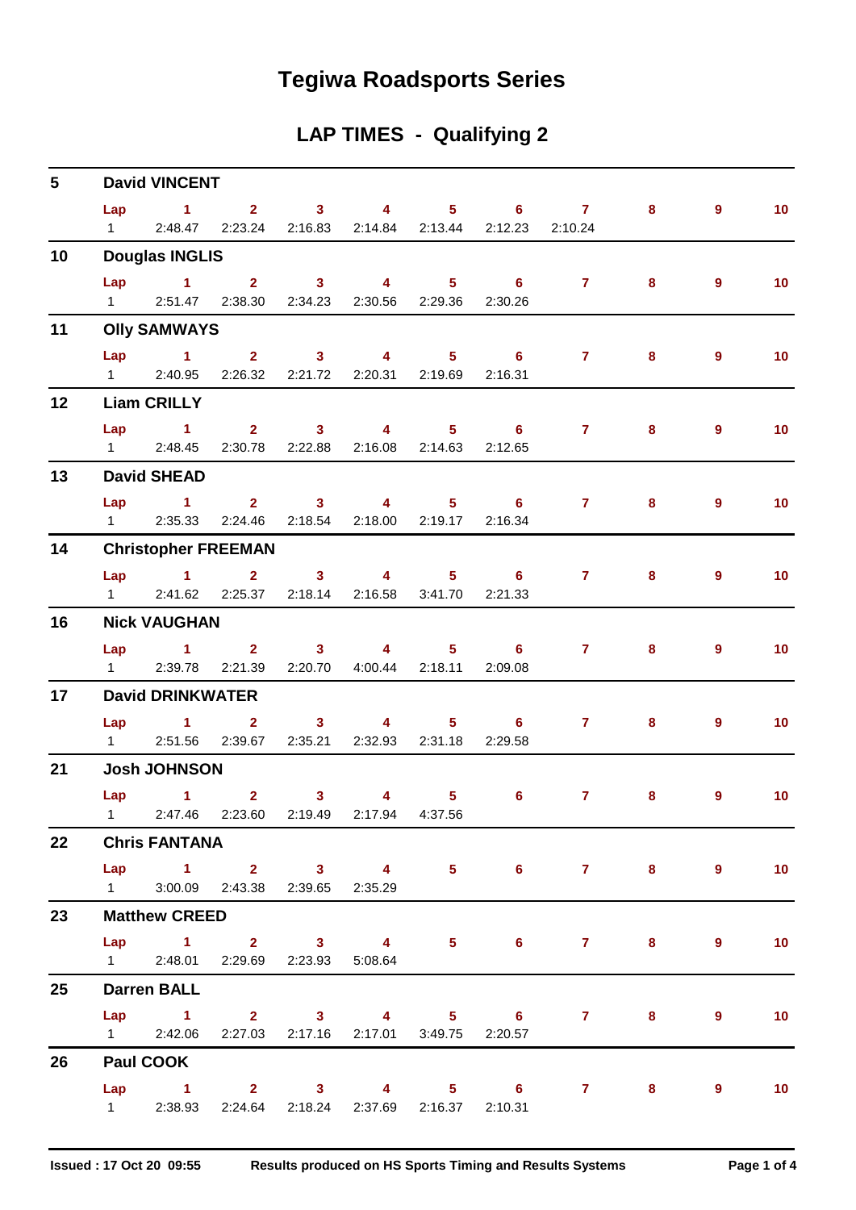# Tegiwa Roadsports Series

## LAP TIMES - Qualifying 2

**5 David VINCENT**

| Lap | 1 | 2 | 3 | 4 | 5 | 6 | 7 | 8 | 9 | 10 |
|---|---|---|---|---|---|---|---|---|---|---|
| 1 | 2:48.47 | 2:23.24 | 2:16.83 | 2:14.84 | 2:13.44 | 2:12.23 | 2:10.24 | | | |

**10 Douglas INGLIS**

| Lap | 1 | 2 | 3 | 4 | 5 | 6 | 7 | 8 | 9 | 10 |
|---|---|---|---|---|---|---|---|---|---|---|
| 1 | 2:51.47 | 2:38.30 | 2:34.23 | 2:30.56 | 2:29.36 | 2:30.26 | | | | |

**11 Olly SAMWAYS**

| Lap | 1 | 2 | 3 | 4 | 5 | 6 | 7 | 8 | 9 | 10 |
|---|---|---|---|---|---|---|---|---|---|---|
| 1 | 2:40.95 | 2:26.32 | 2:21.72 | 2:20.31 | 2:19.69 | 2:16.31 | | | | |

**12 Liam CRILLY**

| Lap | 1 | 2 | 3 | 4 | 5 | 6 | 7 | 8 | 9 | 10 |
|---|---|---|---|---|---|---|---|---|---|---|
| 1 | 2:48.45 | 2:30.78 | 2:22.88 | 2:16.08 | 2:14.63 | 2:12.65 | | | | |

**13 David SHEAD**

| Lap | 1 | 2 | 3 | 4 | 5 | 6 | 7 | 8 | 9 | 10 |
|---|---|---|---|---|---|---|---|---|---|---|
| 1 | 2:35.33 | 2:24.46 | 2:18.54 | 2:18.00 | 2:19.17 | 2:16.34 | | | | |

**14 Christopher FREEMAN**

| Lap | 1 | 2 | 3 | 4 | 5 | 6 | 7 | 8 | 9 | 10 |
|---|---|---|---|---|---|---|---|---|---|---|
| 1 | 2:41.62 | 2:25.37 | 2:18.14 | 2:16.58 | 3:41.70 | 2:21.33 | | | | |

**16 Nick VAUGHAN**

| Lap | 1 | 2 | 3 | 4 | 5 | 6 | 7 | 8 | 9 | 10 |
|---|---|---|---|---|---|---|---|---|---|---|
| 1 | 2:39.78 | 2:21.39 | 2:20.70 | 4:00.44 | 2:18.11 | 2:09.08 | | | | |

**17 David DRINKWATER**

| Lap | 1 | 2 | 3 | 4 | 5 | 6 | 7 | 8 | 9 | 10 |
|---|---|---|---|---|---|---|---|---|---|---|
| 1 | 2:51.56 | 2:39.67 | 2:35.21 | 2:32.93 | 2:31.18 | 2:29.58 | | | | |

**21 Josh JOHNSON**

| Lap | 1 | 2 | 3 | 4 | 5 | 6 | 7 | 8 | 9 | 10 |
|---|---|---|---|---|---|---|---|---|---|---|
| 1 | 2:47.46 | 2:23.60 | 2:19.49 | 2:17.94 | 4:37.56 | | | | | |

**22 Chris FANTANA**

| Lap | 1 | 2 | 3 | 4 | 5 | 6 | 7 | 8 | 9 | 10 |
|---|---|---|---|---|---|---|---|---|---|---|
| 1 | 3:00.09 | 2:43.38 | 2:39.65 | 2:35.29 | | | | | | |

**23 Matthew CREED**

| Lap | 1 | 2 | 3 | 4 | 5 | 6 | 7 | 8 | 9 | 10 |
|---|---|---|---|---|---|---|---|---|---|---|
| 1 | 2:48.01 | 2:29.69 | 2:23.93 | 5:08.64 | | | | | | |

**25 Darren BALL**

| Lap | 1 | 2 | 3 | 4 | 5 | 6 | 7 | 8 | 9 | 10 |
|---|---|---|---|---|---|---|---|---|---|---|
| 1 | 2:42.06 | 2:27.03 | 2:17.16 | 2:17.01 | 3:49.75 | 2:20.57 | | | | |

**26 Paul COOK**

| Lap | 1 | 2 | 3 | 4 | 5 | 6 | 7 | 8 | 9 | 10 |
|---|---|---|---|---|---|---|---|---|---|---|
| 1 | 2:38.93 | 2:24.64 | 2:18.24 | 2:37.69 | 2:16.37 | 2:10.31 | | | | |

**Issued : 17 Oct 20 09:55** **Results produced on HS Sports Timing and Results Systems**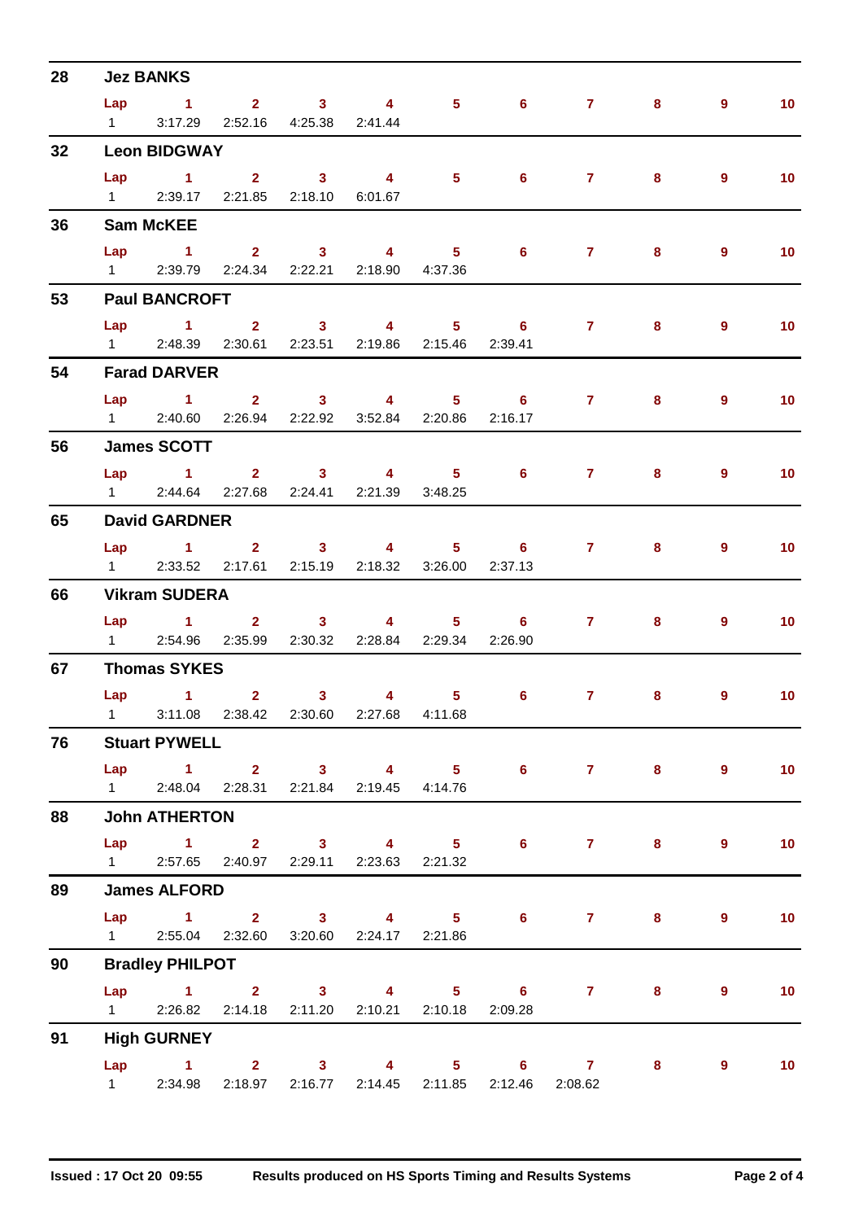## 28 Jez BANKS

| Lap | 1 | 2 | 3 | 4 | 5 | 6 | 7 | 8 | 9 | 10 |
|---|---|---|---|---|---|---|---|---|---|---|
| 1 | 3:17.29 | 2:52.16 | 4:25.38 | 2:41.44 | | | | | | |

## 32 Leon BIDGWAY

| Lap | 1 | 2 | 3 | 4 | 5 | 6 | 7 | 8 | 9 | 10 |
|---|---|---|---|---|---|---|---|---|---|---|
| 1 | 2:39.17 | 2:21.85 | 2:18.10 | 6:01.67 | | | | | | |

## 36 Sam McKEE

| Lap | 1 | 2 | 3 | 4 | 5 | 6 | 7 | 8 | 9 | 10 |
|---|---|---|---|---|---|---|---|---|---|---|
| 1 | 2:39.79 | 2:24.34 | 2:22.21 | 2:18.90 | 4:37.36 | | | | | |

## 53 Paul BANCROFT

| Lap | 1 | 2 | 3 | 4 | 5 | 6 | 7 | 8 | 9 | 10 |
|---|---|---|---|---|---|---|---|---|---|---|
| 1 | 2:48.39 | 2:30.61 | 2:23.51 | 2:19.86 | 2:15.46 | 2:39.41 | | | | |

## 54 Farad DARVER

| Lap | 1 | 2 | 3 | 4 | 5 | 6 | 7 | 8 | 9 | 10 |
|---|---|---|---|---|---|---|---|---|---|---|
| 1 | 2:40.60 | 2:26.94 | 2:22.92 | 3:52.84 | 2:20.86 | 2:16.17 | | | | |

## 56 James SCOTT

| Lap | 1 | 2 | 3 | 4 | 5 | 6 | 7 | 8 | 9 | 10 |
|---|---|---|---|---|---|---|---|---|---|---|
| 1 | 2:44.64 | 2:27.68 | 2:24.41 | 2:21.39 | 3:48.25 | | | | | |

## 65 David GARDNER

| Lap | 1 | 2 | 3 | 4 | 5 | 6 | 7 | 8 | 9 | 10 |
|---|---|---|---|---|---|---|---|---|---|---|
| 1 | 2:33.52 | 2:17.61 | 2:15.19 | 2:18.32 | 3:26.00 | 2:37.13 | | | | |

## 66 Vikram SUDERA

| Lap | 1 | 2 | 3 | 4 | 5 | 6 | 7 | 8 | 9 | 10 |
|---|---|---|---|---|---|---|---|---|---|---|
| 1 | 2:54.96 | 2:35.99 | 2:30.32 | 2:28.84 | 2:29.34 | 2:26.90 | | | | |

## 67 Thomas SYKES

| Lap | 1 | 2 | 3 | 4 | 5 | 6 | 7 | 8 | 9 | 10 |
|---|---|---|---|---|---|---|---|---|---|---|
| 1 | 3:11.08 | 2:38.42 | 2:30.60 | 2:27.68 | 4:11.68 | | | | | |

## 76 Stuart PYWELL

| Lap | 1 | 2 | 3 | 4 | 5 | 6 | 7 | 8 | 9 | 10 |
|---|---|---|---|---|---|---|---|---|---|---|
| 1 | 2:48.04 | 2:28.31 | 2:21.84 | 2:19.45 | 4:14.76 | | | | | |

## 88 John ATHERTON

| Lap | 1 | 2 | 3 | 4 | 5 | 6 | 7 | 8 | 9 | 10 |
|---|---|---|---|---|---|---|---|---|---|---|
| 1 | 2:57.65 | 2:40.97 | 2:29.11 | 2:23.63 | 2:21.32 | | | | | |

## 89 James ALFORD

| Lap | 1 | 2 | 3 | 4 | 5 | 6 | 7 | 8 | 9 | 10 |
|---|---|---|---|---|---|---|---|---|---|---|
| 1 | 2:55.04 | 2:32.60 | 3:20.60 | 2:24.17 | 2:21.86 | | | | | |

## 90 Bradley PHILPOT

| Lap | 1 | 2 | 3 | 4 | 5 | 6 | 7 | 8 | 9 | 10 |
|---|---|---|---|---|---|---|---|---|---|---|
| 1 | 2:26.82 | 2:14.18 | 2:11.20 | 2:10.21 | 2:10.18 | 2:09.28 | | | | |

## 91 High GURNEY

| Lap | 1 | 2 | 3 | 4 | 5 | 6 | 7 | 8 | 9 | 10 |
|---|---|---|---|---|---|---|---|---|---|---|
| 1 | 2:34.98 | 2:18.97 | 2:16.77 | 2:14.45 | 2:11.85 | 2:12.46 | 2:08.62 | | | |

Issued : 17 Oct 20 09:55 Results produced on HS Sports Timing and Results Systems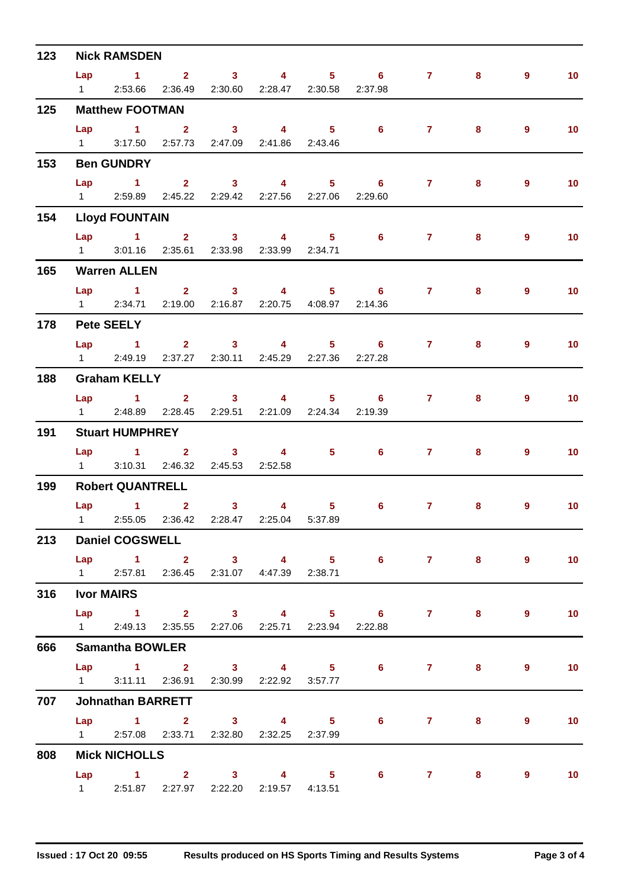## 123 Nick RAMSDEN

| Lap | 1 | 2 | 3 | 4 | 5 | 6 | 7 | 8 | 9 | 10 |
|---|---|---|---|---|---|---|---|---|---|---|
| 1 | 2:53.66 | 2:36.49 | 2:30.60 | 2:28.47 | 2:30.58 | 2:37.98 | | | | |

## 125 Matthew FOOTMAN

| Lap | 1 | 2 | 3 | 4 | 5 | 6 | 7 | 8 | 9 | 10 |
|---|---|---|---|---|---|---|---|---|---|---|
| 1 | 3:17.50 | 2:57.73 | 2:47.09 | 2:41.86 | 2:43.46 | | | | | |

## 153 Ben GUNDRY

| Lap | 1 | 2 | 3 | 4 | 5 | 6 | 7 | 8 | 9 | 10 |
|---|---|---|---|---|---|---|---|---|---|---|
| 1 | 2:59.89 | 2:45.22 | 2:29.42 | 2:27.56 | 2:27.06 | 2:29.60 | | | | |

## 154 Lloyd FOUNTAIN

| Lap | 1 | 2 | 3 | 4 | 5 | 6 | 7 | 8 | 9 | 10 |
|---|---|---|---|---|---|---|---|---|---|---|
| 1 | 3:01.16 | 2:35.61 | 2:33.98 | 2:33.99 | 2:34.71 | | | | | |

## 165 Warren ALLEN

| Lap | 1 | 2 | 3 | 4 | 5 | 6 | 7 | 8 | 9 | 10 |
|---|---|---|---|---|---|---|---|---|---|---|
| 1 | 2:34.71 | 2:19.00 | 2:16.87 | 2:20.75 | 4:08.97 | 2:14.36 | | | | |

## 178 Pete SEELY

| Lap | 1 | 2 | 3 | 4 | 5 | 6 | 7 | 8 | 9 | 10 |
|---|---|---|---|---|---|---|---|---|---|---|
| 1 | 2:49.19 | 2:37.27 | 2:30.11 | 2:45.29 | 2:27.36 | 2:27.28 | | | | |

## 188 Graham KELLY

| Lap | 1 | 2 | 3 | 4 | 5 | 6 | 7 | 8 | 9 | 10 |
|---|---|---|---|---|---|---|---|---|---|---|
| 1 | 2:48.89 | 2:28.45 | 2:29.51 | 2:21.09 | 2:24.34 | 2:19.39 | | | | |

## 191 Stuart HUMPHREY

| Lap | 1 | 2 | 3 | 4 | 5 | 6 | 7 | 8 | 9 | 10 |
|---|---|---|---|---|---|---|---|---|---|---|
| 1 | 3:10.31 | 2:46.32 | 2:45.53 | 2:52.58 | | | | | | |

## 199 Robert QUANTRELL

| Lap | 1 | 2 | 3 | 4 | 5 | 6 | 7 | 8 | 9 | 10 |
|---|---|---|---|---|---|---|---|---|---|---|
| 1 | 2:55.05 | 2:36.42 | 2:28.47 | 2:25.04 | 5:37.89 | | | | | |

## 213 Daniel COGSWELL

| Lap | 1 | 2 | 3 | 4 | 5 | 6 | 7 | 8 | 9 | 10 |
|---|---|---|---|---|---|---|---|---|---|---|
| 1 | 2:57.81 | 2:36.45 | 2:31.07 | 4:47.39 | 2:38.71 | | | | | |

## 316 Ivor MAIRS

| Lap | 1 | 2 | 3 | 4 | 5 | 6 | 7 | 8 | 9 | 10 |
|---|---|---|---|---|---|---|---|---|---|---|
| 1 | 2:49.13 | 2:35.55 | 2:27.06 | 2:25.71 | 2:23.94 | 2:22.88 | | | | |

## 666 Samantha BOWLER

| Lap | 1 | 2 | 3 | 4 | 5 | 6 | 7 | 8 | 9 | 10 |
|---|---|---|---|---|---|---|---|---|---|---|
| 1 | 3:11.11 | 2:36.91 | 2:30.99 | 2:22.92 | 3:57.77 | | | | | |

## 707 Johnathan BARRETT

| Lap | 1 | 2 | 3 | 4 | 5 | 6 | 7 | 8 | 9 | 10 |
|---|---|---|---|---|---|---|---|---|---|---|
| 1 | 2:57.08 | 2:33.71 | 2:32.80 | 2:32.25 | 2:37.99 | | | | | |

## 808 Mick NICHOLLS

| Lap | 1 | 2 | 3 | 4 | 5 | 6 | 7 | 8 | 9 | 10 |
|---|---|---|---|---|---|---|---|---|---|---|
| 1 | 2:51.87 | 2:27.97 | 2:22.20 | 2:19.57 | 4:13.51 | | | | | |

Issued : 17 Oct 20 09:55 &nbsp;&nbsp; Results produced on HS Sports Timing and Results Systems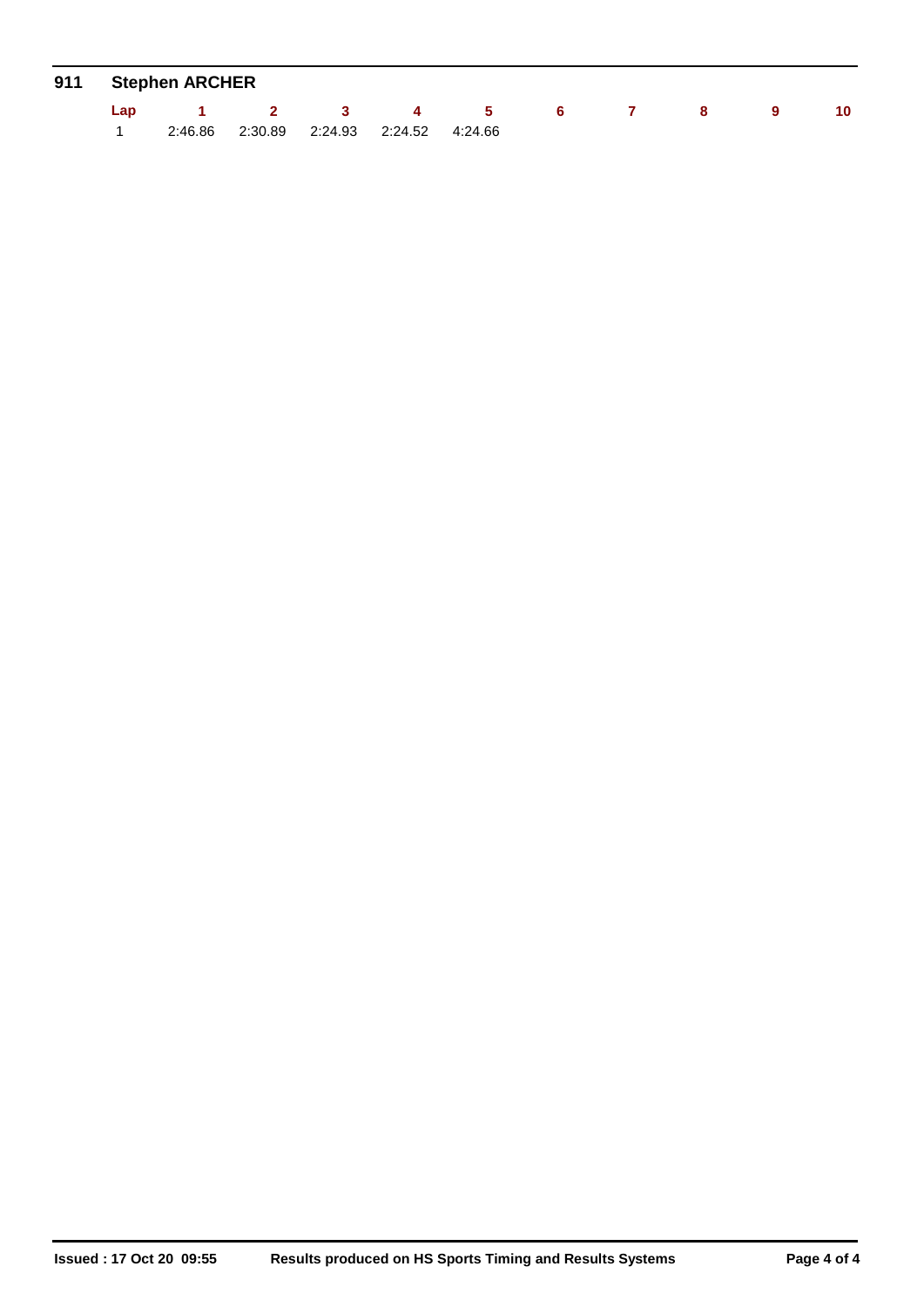## 911 Stephen ARCHER

| Lap | 1 | 2 | 3 | 4 | 5 | 6 | 7 | 8 | 9 | 10 |
|---|---|---|---|---|---|---|---|---|---|---|
| 1 | 2:46.86 | 2:30.89 | 2:24.93 | 2:24.52 | 4:24.66 | | | | | |

**Issued : 17 Oct 20 09:55** **Results produced on HS Sports Timing and Results Systems**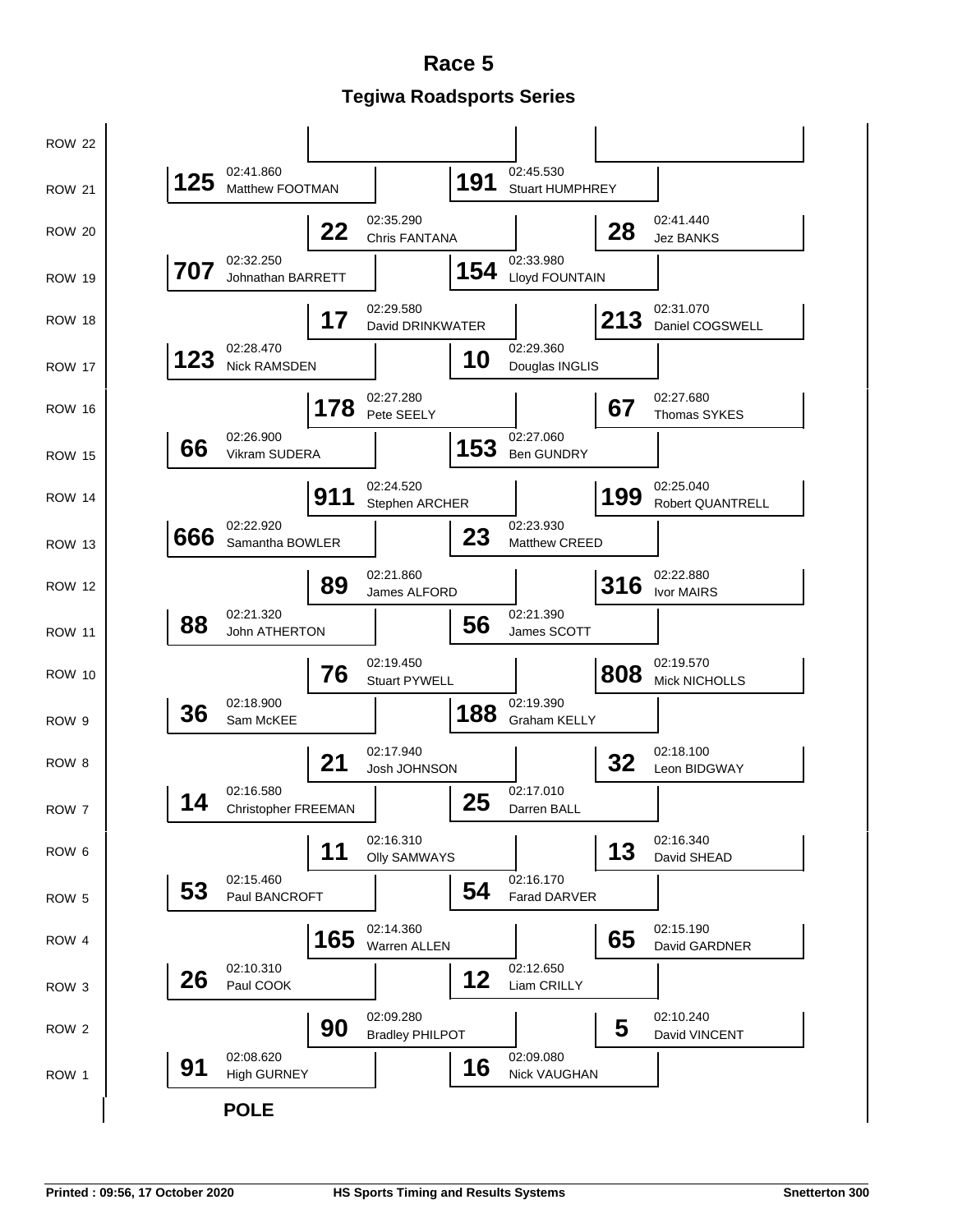# Race 5

## Tegiwa Roadsports Series

| Row | Left | Centre-Left | Centre-Right | Right |
|---|---|---|---|---|
| ROW 22 | | | | |
| ROW 21 | **125** 02:41.860 Matthew FOOTMAN | | **191** 02:45.530 Stuart HUMPHREY | |
| ROW 20 | | **22** 02:35.290 Chris FANTANA | | **28** 02:41.440 Jez BANKS |
| ROW 19 | **707** 02:32.250 Johnathan BARRETT | | **154** 02:33.980 Lloyd FOUNTAIN | |
| ROW 18 | | **17** 02:29.580 David DRINKWATER | | **213** 02:31.070 Daniel COGSWELL |
| ROW 17 | **123** 02:28.470 Nick RAMSDEN | | **10** 02:29.360 Douglas INGLIS | |
| ROW 16 | | **178** 02:27.280 Pete SEELY | | **67** 02:27.680 Thomas SYKES |
| ROW 15 | **66** 02:26.900 Vikram SUDERA | | **153** 02:27.060 Ben GUNDRY | |
| ROW 14 | | **911** 02:24.520 Stephen ARCHER | | **199** 02:25.040 Robert QUANTRELL |
| ROW 13 | **666** 02:22.920 Samantha BOWLER | | **23** 02:23.930 Matthew CREED | |
| ROW 12 | | **89** 02:21.860 James ALFORD | | **316** 02:22.880 Ivor MAIRS |
| ROW 11 | **88** 02:21.320 John ATHERTON | | **56** 02:21.390 James SCOTT | |
| ROW 10 | | **76** 02:19.450 Stuart PYWELL | | **808** 02:19.570 Mick NICHOLLS |
| ROW 9 | **36** 02:18.900 Sam McKEE | | **188** 02:19.390 Graham KELLY | |
| ROW 8 | | **21** 02:17.940 Josh JOHNSON | | **32** 02:18.100 Leon BIDGWAY |
| ROW 7 | **14** 02:16.580 Christopher FREEMAN | | **25** 02:17.010 Darren BALL | |
| ROW 6 | | **11** 02:16.310 Olly SAMWAYS | | **13** 02:16.340 David SHEAD |
| ROW 5 | **53** 02:15.460 Paul BANCROFT | | **54** 02:16.170 Farad DARVER | |
| ROW 4 | | **165** 02:14.360 Warren ALLEN | | **65** 02:15.190 David GARDNER |
| ROW 3 | **26** 02:10.310 Paul COOK | | **12** 02:12.650 Liam CRILLY | |
| ROW 2 | | **90** 02:09.280 Bradley PHILPOT | | **5** 02:10.240 David VINCENT |
| ROW 1 | **91** 02:08.620 High GURNEY | | **16** 02:09.080 Nick VAUGHAN | |

**POLE**

Printed : 09:56, 17 October 2020 HS Sports Timing and Results Systems Snetterton 300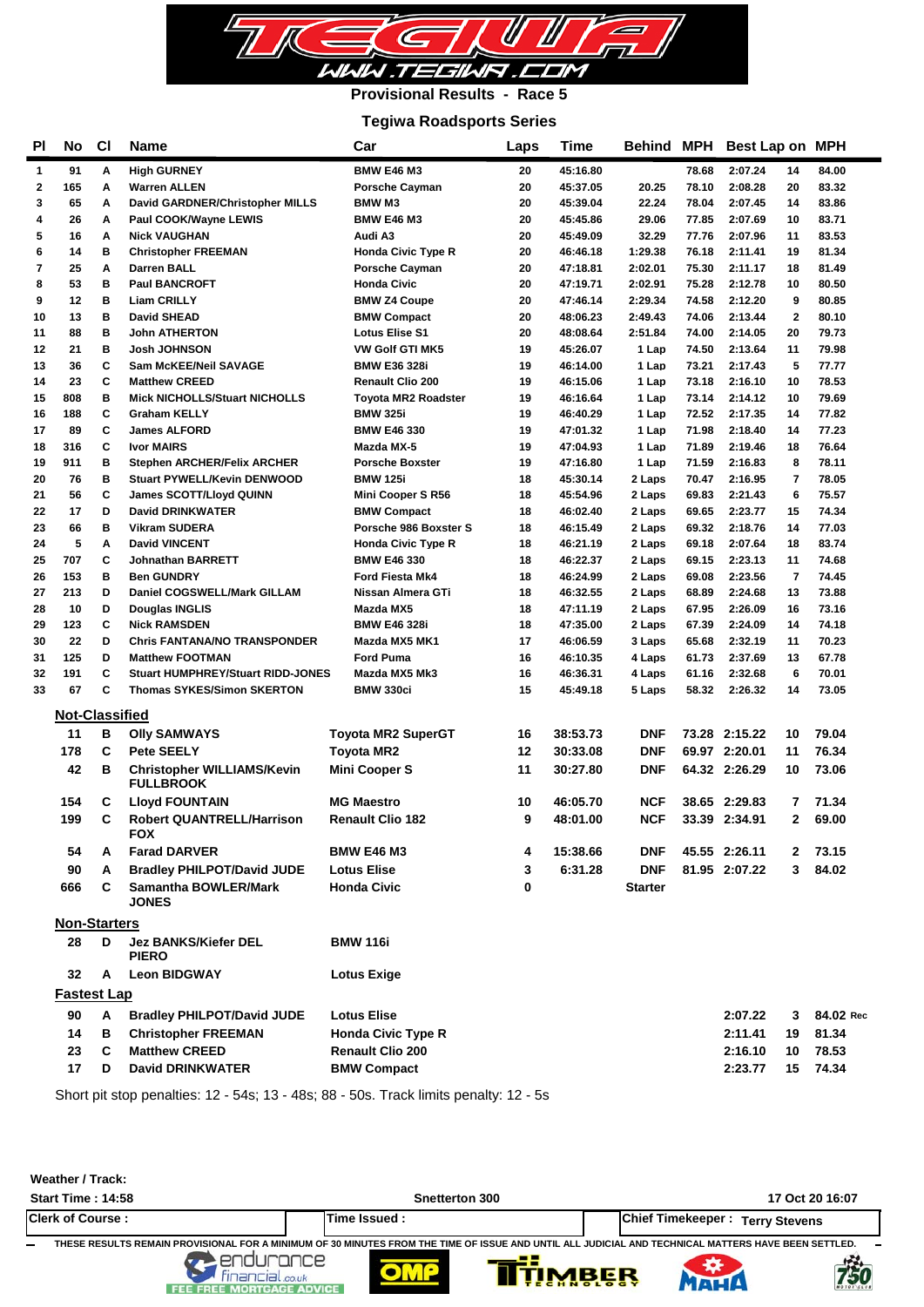**Provisional Results - Race 5**

**Tegiwa Roadsports Series**

| Pl | No | Cl | Name | Car | Laps | Time | Behind | MPH | Best Lap | on | MPH |
|---|---|---|---|---|---|---|---|---|---|---|---|
| 1 | 91 | A | High GURNEY | BMW E46 M3 | 20 | 45:16.80 | | 78.68 | 2:07.24 | 14 | 84.00 |
| 2 | 165 | A | Warren ALLEN | Porsche Cayman | 20 | 45:37.05 | 20.25 | 78.10 | 2:08.28 | 20 | 83.32 |
| 3 | 65 | A | David GARDNER/Christopher MILLS | BMW M3 | 20 | 45:39.04 | 22.24 | 78.04 | 2:07.45 | 14 | 83.86 |
| 4 | 26 | A | Paul COOK/Wayne LEWIS | BMW E46 M3 | 20 | 45:45.86 | 29.06 | 77.85 | 2:07.69 | 10 | 83.71 |
| 5 | 16 | A | Nick VAUGHAN | Audi A3 | 20 | 45:49.09 | 32.29 | 77.76 | 2:07.96 | 11 | 83.53 |
| 6 | 14 | B | Christopher FREEMAN | Honda Civic Type R | 20 | 46:46.18 | 1:29.38 | 76.18 | 2:11.41 | 19 | 81.34 |
| 7 | 25 | A | Darren BALL | Porsche Cayman | 20 | 47:18.81 | 2:02.01 | 75.30 | 2:11.17 | 18 | 81.49 |
| 8 | 53 | B | Paul BANCROFT | Honda Civic | 20 | 47:19.71 | 2:02.91 | 75.28 | 2:12.78 | 10 | 80.50 |
| 9 | 12 | B | Liam CRILLY | BMW Z4 Coupe | 20 | 47:46.14 | 2:29.34 | 74.58 | 2:12.20 | 9 | 80.85 |
| 10 | 13 | B | David SHEAD | BMW Compact | 20 | 48:06.23 | 2:49.43 | 74.06 | 2:13.44 | 2 | 80.10 |
| 11 | 88 | B | John ATHERTON | Lotus Elise S1 | 20 | 48:08.64 | 2:51.84 | 74.00 | 2:14.05 | 20 | 79.73 |
| 12 | 21 | B | Josh JOHNSON | VW Golf GTI MK5 | 19 | 45:26.07 | 1 Lap | 74.50 | 2:13.64 | 11 | 79.98 |
| 13 | 36 | C | Sam McKEE/Neil SAVAGE | BMW E36 328i | 19 | 46:14.00 | 1 Lap | 73.21 | 2:17.43 | 5 | 77.77 |
| 14 | 23 | C | Matthew CREED | Renault Clio 200 | 19 | 46:15.06 | 1 Lap | 73.18 | 2:16.10 | 10 | 78.53 |
| 15 | 808 | B | Mick NICHOLLS/Stuart NICHOLLS | Toyota MR2 Roadster | 19 | 46:16.64 | 1 Lap | 73.14 | 2:14.12 | 10 | 79.69 |
| 16 | 188 | C | Graham KELLY | BMW 325i | 19 | 46:40.29 | 1 Lap | 72.52 | 2:17.35 | 14 | 77.82 |
| 17 | 89 | C | James ALFORD | BMW E46 330 | 19 | 47:01.32 | 1 Lap | 71.98 | 2:18.40 | 14 | 77.23 |
| 18 | 316 | C | Ivor MAIRS | Mazda MX-5 | 19 | 47:04.93 | 1 Lap | 71.89 | 2:19.46 | 18 | 76.64 |
| 19 | 911 | B | Stephen ARCHER/Felix ARCHER | Porsche Boxster | 19 | 47:16.80 | 1 Lap | 71.59 | 2:16.83 | 8 | 78.11 |
| 20 | 76 | B | Stuart PYWELL/Kevin DENWOOD | BMW 125i | 18 | 45:30.14 | 2 Laps | 70.47 | 2:16.95 | 7 | 78.05 |
| 21 | 56 | C | James SCOTT/Lloyd QUINN | Mini Cooper S R56 | 18 | 45:54.96 | 2 Laps | 69.83 | 2:21.43 | 6 | 75.57 |
| 22 | 17 | D | David DRINKWATER | BMW Compact | 18 | 46:02.40 | 2 Laps | 69.65 | 2:23.77 | 15 | 74.34 |
| 23 | 66 | B | Vikram SUDERA | Porsche 986 Boxster S | 18 | 46:15.49 | 2 Laps | 69.32 | 2:18.76 | 14 | 77.03 |
| 24 | 5 | A | David VINCENT | Honda Civic Type R | 18 | 46:21.19 | 2 Laps | 69.18 | 2:07.64 | 18 | 83.74 |
| 25 | 707 | C | Johnathan BARRETT | BMW E46 330 | 18 | 46:22.37 | 2 Laps | 69.15 | 2:23.13 | 11 | 74.68 |
| 26 | 153 | B | Ben GUNDRY | Ford Fiesta Mk4 | 18 | 46:24.99 | 2 Laps | 69.08 | 2:23.56 | 7 | 74.45 |
| 27 | 213 | D | Daniel COGSWELL/Mark GILLAM | Nissan Almera GTi | 18 | 46:32.55 | 2 Laps | 68.89 | 2:24.68 | 13 | 73.88 |
| 28 | 10 | D | Douglas INGLIS | Mazda MX5 | 18 | 47:11.19 | 2 Laps | 67.95 | 2:26.09 | 16 | 73.16 |
| 29 | 123 | C | Nick RAMSDEN | BMW E46 328i | 18 | 47:35.00 | 2 Laps | 67.39 | 2:24.09 | 14 | 74.18 |
| 30 | 22 | D | Chris FANTANA/NO TRANSPONDER | Mazda MX5 MK1 | 17 | 46:06.59 | 3 Laps | 65.68 | 2:32.19 | 11 | 70.23 |
| 31 | 125 | D | Matthew FOOTMAN | Ford Puma | 16 | 46:10.35 | 4 Laps | 61.73 | 2:37.69 | 13 | 67.78 |
| 32 | 191 | C | Stuart HUMPHREY/Stuart RIDD-JONES | Mazda MX5 Mk3 | 16 | 46:36.31 | 4 Laps | 61.16 | 2:32.68 | 6 | 70.01 |
| 33 | 67 | C | Thomas SYKES/Simon SKERTON | BMW 330ci | 15 | 45:49.18 | 5 Laps | 58.32 | 2:26.32 | 14 | 73.05 |

**Not-Classified**

| No | Cl | Name | Car | Laps | Time | Behind | MPH | Best Lap | on | MPH |
|---|---|---|---|---|---|---|---|---|---|---|
| 11 | B | Olly SAMWAYS | Toyota MR2 SuperGT | 16 | 38:53.73 | DNF | 73.28 | 2:15.22 | 10 | 79.04 |
| 178 | C | Pete SEELY | Toyota MR2 | 12 | 30:33.08 | DNF | 69.97 | 2:20.01 | 11 | 76.34 |
| 42 | B | Christopher WILLIAMS/Kevin FULLBROOK | Mini Cooper S | 11 | 30:27.80 | DNF | 64.32 | 2:26.29 | 10 | 73.06 |
| 154 | C | Lloyd FOUNTAIN | MG Maestro | 10 | 46:05.70 | NCF | 38.65 | 2:29.83 | 7 | 71.34 |
| 199 | C | Robert QUANTRELL/Harrison FOX | Renault Clio 182 | 9 | 48:01.00 | NCF | 33.39 | 2:34.91 | 2 | 69.00 |
| 54 | A | Farad DARVER | BMW E46 M3 | 4 | 15:38.66 | DNF | 45.55 | 2:26.11 | 2 | 73.15 |
| 90 | A | Bradley PHILPOT/David JUDE | Lotus Elise | 3 | 6:31.28 | DNF | 81.95 | 2:07.22 | 3 | 84.02 |
| 666 | C | Samantha BOWLER/Mark JONES | Honda Civic | 0 | | Starter | | | | |

**Non-Starters**

| No | Cl | Name | Car |
|---|---|---|---|
| 28 | D | Jez BANKS/Kiefer DEL PIERO | BMW 116i |
| 32 | A | Leon BIDGWAY | Lotus Exige |

**Fastest Lap**

| No | Cl | Name | Car | Best Lap | on | MPH |
|---|---|---|---|---|---|---|
| 90 | A | Bradley PHILPOT/David JUDE | Lotus Elise | 2:07.22 | 3 | 84.02 Rec |
| 14 | B | Christopher FREEMAN | Honda Civic Type R | 2:11.41 | 19 | 81.34 |
| 23 | C | Matthew CREED | Renault Clio 200 | 2:16.10 | 10 | 78.53 |
| 17 | D | David DRINKWATER | BMW Compact | 2:23.77 | 15 | 74.34 |

Short pit stop penalties: 12 - 54s; 13 - 48s; 88 - 50s. Track limits penalty: 12 - 5s

Weather / Track:

Start Time : 14:58 — Snetterton 300 — 17 Oct 20 16:07

Clerk of Course : | Time Issued : | Chief Timekeeper : Terry Stevens

THESE RESULTS REMAIN PROVISIONAL FOR A MINIMUM OF 30 MINUTES FROM THE TIME OF ISSUE AND UNTIL ALL JUDICIAL AND TECHNICAL MATTERS HAVE BEEN SETTLED.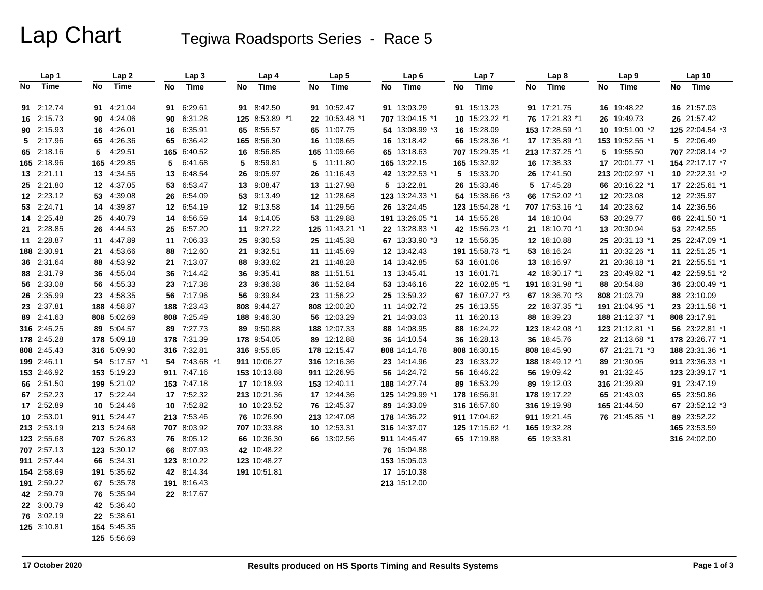# Lap Chart

## Tegiwa Roadsports Series - Race 5

| Lap 1 | | Lap 2 | | Lap 3 | | Lap 4 | | Lap 5 | | Lap 6 | | Lap 7 | | Lap 8 | | Lap 9 | | Lap 10 | |
|---|---|---|---|---|---|---|---|---|---|---|---|---|---|---|---|---|---|---|---|
| No | Time | No | Time | No | Time | No | Time | No | Time | No | Time | No | Time | No | Time | No | Time | No | Time |
| 91 | 2:12.74 | 91 | 4:21.04 | 91 | 6:29.61 | 91 | 8:42.50 | 91 | 10:52.47 | 91 | 13:03.29 | 91 | 15:13.23 | 91 | 17:21.75 | 16 | 19:48.22 | 16 | 21:57.03 |
| 16 | 2:15.73 | 90 | 4:24.06 | 90 | 6:31.28 | 125 | 8:53.89 *1 | 22 | 10:53.48 *1 | 707 | 13:04.15 *1 | 10 | 15:23.22 *1 | 76 | 17:21.83 *1 | 26 | 19:49.73 | 26 | 21:57.42 |
| 90 | 2:15.93 | 16 | 4:26.01 | 16 | 6:35.91 | 65 | 8:55.57 | 65 | 11:07.75 | 54 | 13:08.99 *3 | 16 | 15:28.09 | 153 | 17:28.59 *1 | 10 | 19:51.00 *2 | 125 | 22:04.54 *3 |
| 5 | 2:17.96 | 65 | 4:26.36 | 65 | 6:36.42 | 165 | 8:56.30 | 16 | 11:08.65 | 16 | 13:18.42 | 66 | 15:28.36 *1 | 17 | 17:35.89 *1 | 153 | 19:52.55 *1 | 5 | 22:06.49 |
| 65 | 2:18.16 | 5 | 4:29.51 | 165 | 6:40.52 | 16 | 8:56.85 | 165 | 11:09.66 | 65 | 13:18.63 | 707 | 15:29.35 *1 | 213 | 17:37.25 *1 | 5 | 19:55.50 | 707 | 22:08.14 *2 |
| 165 | 2:18.96 | 165 | 4:29.85 | 5 | 6:41.68 | 5 | 8:59.81 | 5 | 11:11.80 | 165 | 13:22.15 | 165 | 15:32.92 | 16 | 17:38.33 | 17 | 20:01.77 *1 | 154 | 22:17.17 *7 |
| 13 | 2:21.11 | 13 | 4:34.55 | 13 | 6:48.54 | 26 | 9:05.97 | 26 | 11:16.43 | 42 | 13:22.53 *1 | 5 | 15:33.20 | 26 | 17:41.50 | 213 | 20:02.97 *1 | 10 | 22:22.31 *2 |
| 25 | 2:21.80 | 12 | 4:37.05 | 53 | 6:53.47 | 13 | 9:08.47 | 13 | 11:27.98 | 5 | 13:22.81 | 26 | 15:33.46 | 5 | 17:45.28 | 66 | 20:16.22 *1 | 17 | 22:25.61 *1 |
| 12 | 2:23.12 | 53 | 4:39.08 | 26 | 6:54.09 | 53 | 9:13.49 | 12 | 11:28.68 | 123 | 13:24.33 *1 | 54 | 15:38.66 *3 | 66 | 17:52.02 *1 | 12 | 20:23.08 | 12 | 22:35.97 |
| 53 | 2:24.71 | 14 | 4:39.87 | 12 | 6:54.19 | 12 | 9:13.58 | 14 | 11:29.56 | 26 | 13:24.45 | 123 | 15:54.28 *1 | 707 | 17:53.16 *1 | 14 | 20:23.62 | 14 | 22:36.56 |
| 14 | 2:25.48 | 25 | 4:40.79 | 14 | 6:56.59 | 14 | 9:14.05 | 53 | 11:29.88 | 191 | 13:26.05 *1 | 14 | 15:55.28 | 14 | 18:10.04 | 53 | 20:29.77 | 66 | 22:41.50 *1 |
| 21 | 2:28.85 | 26 | 4:44.53 | 25 | 6:57.20 | 11 | 9:27.22 | 125 | 11:43.21 *1 | 22 | 13:28.83 *1 | 42 | 15:56.23 *1 | 21 | 18:10.70 *1 | 13 | 20:30.94 | 53 | 22:42.55 |
| 11 | 2:28.87 | 11 | 4:47.89 | 11 | 7:06.33 | 25 | 9:30.53 | 25 | 11:45.38 | 67 | 13:33.90 *3 | 12 | 15:56.35 | 12 | 18:10.88 | 25 | 20:31.13 *1 | 25 | 22:47.09 *1 |
| 188 | 2:30.91 | 21 | 4:53.66 | 88 | 7:12.60 | 21 | 9:32.51 | 11 | 11:45.69 | 12 | 13:42.43 | 191 | 15:58.73 *1 | 53 | 18:16.24 | 11 | 20:32.26 *1 | 11 | 22:51.25 *1 |
| 36 | 2:31.64 | 88 | 4:53.92 | 21 | 7:13.07 | 88 | 9:33.82 | 21 | 11:48.28 | 14 | 13:42.85 | 53 | 16:01.06 | 13 | 18:16.97 | 21 | 20:38.18 *1 | 21 | 22:55.51 *1 |
| 88 | 2:31.79 | 36 | 4:55.04 | 36 | 7:14.42 | 36 | 9:35.41 | 88 | 11:51.51 | 13 | 13:45.41 | 13 | 16:01.71 | 42 | 18:30.17 *1 | 23 | 20:49.82 *1 | 42 | 22:59.51 *2 |
| 56 | 2:33.08 | 56 | 4:55.33 | 23 | 7:17.38 | 23 | 9:36.38 | 36 | 11:52.84 | 53 | 13:46.16 | 22 | 16:02.85 *1 | 191 | 18:31.98 *1 | 88 | 20:54.88 | 36 | 23:00.49 *1 |
| 26 | 2:35.99 | 23 | 4:58.35 | 56 | 7:17.96 | 56 | 9:39.84 | 23 | 11:56.22 | 25 | 13:59.32 | 67 | 16:07.27 *3 | 67 | 18:36.70 *3 | 808 | 21:03.79 | 88 | 23:10.09 |
| 23 | 2:37.81 | 188 | 4:58.87 | 188 | 7:23.43 | 808 | 9:44.27 | 808 | 12:00.20 | 11 | 14:02.72 | 25 | 16:13.55 | 22 | 18:37.35 *1 | 191 | 21:04.95 *1 | 23 | 23:11.58 *1 |
| 89 | 2:41.63 | 808 | 5:02.69 | 808 | 7:25.49 | 188 | 9:46.30 | 56 | 12:03.29 | 21 | 14:03.03 | 11 | 16:20.13 | 88 | 18:39.23 | 188 | 21:12.37 *1 | 808 | 23:17.91 |
| 316 | 2:45.25 | 89 | 5:04.57 | 89 | 7:27.73 | 89 | 9:50.88 | 188 | 12:07.33 | 88 | 14:08.95 | 88 | 16:24.22 | 123 | 18:42.08 *1 | 123 | 21:12.81 *1 | 56 | 23:22.81 *1 |
| 178 | 2:45.28 | 178 | 5:09.18 | 178 | 7:31.39 | 178 | 9:54.05 | 89 | 12:12.88 | 36 | 14:10.54 | 36 | 16:28.13 | 36 | 18:45.76 | 22 | 21:13.68 *1 | 178 | 23:26.77 *1 |
| 808 | 2:45.43 | 316 | 5:09.90 | 316 | 7:32.81 | 316 | 9:55.85 | 178 | 12:15.47 | 808 | 14:14.78 | 808 | 16:30.15 | 808 | 18:45.90 | 67 | 21:21.71 *3 | 188 | 23:31.36 *1 |
| 199 | 2:46.11 | 54 | 5:17.57 *1 | 54 | 7:43.68 *1 | 911 | 10:06.27 | 316 | 12:16.36 | 23 | 14:14.96 | 23 | 16:33.22 | 188 | 18:49.12 *1 | 89 | 21:30.95 | 911 | 23:36.33 *1 |
| 153 | 2:46.92 | 153 | 5:19.23 | 911 | 7:47.16 | 153 | 10:13.88 | 911 | 12:26.95 | 56 | 14:24.72 | 56 | 16:46.22 | 56 | 19:09.42 | 91 | 21:32.45 | 123 | 23:39.17 *1 |
| 66 | 2:51.50 | 199 | 5:21.02 | 153 | 7:47.18 | 17 | 10:18.93 | 153 | 12:40.11 | 188 | 14:27.74 | 89 | 16:53.29 | 89 | 19:12.03 | 316 | 21:39.89 | 91 | 23:47.19 |
| 67 | 2:52.23 | 17 | 5:22.44 | 17 | 7:52.32 | 213 | 10:21.36 | 17 | 12:44.36 | 125 | 14:29.99 *1 | 178 | 16:56.91 | 178 | 19:17.22 | 65 | 21:43.03 | 65 | 23:50.86 |
| 17 | 2:52.89 | 10 | 5:24.46 | 10 | 7:52.82 | 10 | 10:23.52 | 76 | 12:45.37 | 89 | 14:33.09 | 316 | 16:57.60 | 316 | 19:19.98 | 165 | 21:44.50 | 67 | 23:52.12 *3 |
| 10 | 2:53.01 | 911 | 5:24.47 | 213 | 7:53.46 | 76 | 10:26.90 | 213 | 12:47.08 | 178 | 14:36.22 | 911 | 17:04.62 | 911 | 19:21.45 | 76 | 21:45.85 *1 | 89 | 23:52.22 |
| 213 | 2:53.19 | 213 | 5:24.68 | 707 | 8:03.92 | 707 | 10:33.88 | 10 | 12:53.31 | 316 | 14:37.07 | 125 | 17:15.62 *1 | 165 | 19:32.28 | | | 165 | 23:53.59 |
| 123 | 2:55.68 | 707 | 5:26.83 | 76 | 8:05.12 | 66 | 10:36.30 | 66 | 13:02.56 | 911 | 14:45.47 | 65 | 17:19.88 | 65 | 19:33.81 | | | 316 | 24:02.00 |
| 707 | 2:57.13 | 123 | 5:30.12 | 66 | 8:07.93 | 42 | 10:48.22 | | | 76 | 15:04.88 | | | | | | | | |
| 911 | 2:57.44 | 66 | 5:34.31 | 123 | 8:10.22 | 123 | 10:48.27 | | | 153 | 15:05.03 | | | | | | | | |
| 154 | 2:58.69 | 191 | 5:35.62 | 42 | 8:14.34 | 191 | 10:51.81 | | | 17 | 15:10.38 | | | | | | | | |
| 191 | 2:59.22 | 67 | 5:35.78 | 191 | 8:16.43 | | | | | 213 | 15:12.00 | | | | | | | | |
| 42 | 2:59.79 | 76 | 5:35.94 | 22 | 8:17.67 | | | | | | | | | | | | | | |
| 22 | 3:00.79 | 42 | 5:36.40 | | | | | | | | | | | | | | | | |
| 76 | 3:02.19 | 22 | 5:38.61 | | | | | | | | | | | | | | | | |
| 125 | 3:10.81 | 154 | 5:45.35 | | | | | | | | | | | | | | | | |
| | | 125 | 5:56.69 | | | | | | | | | | | | | | | | |

17 October 2020 — Results produced on HS Sports Timing and Results Systems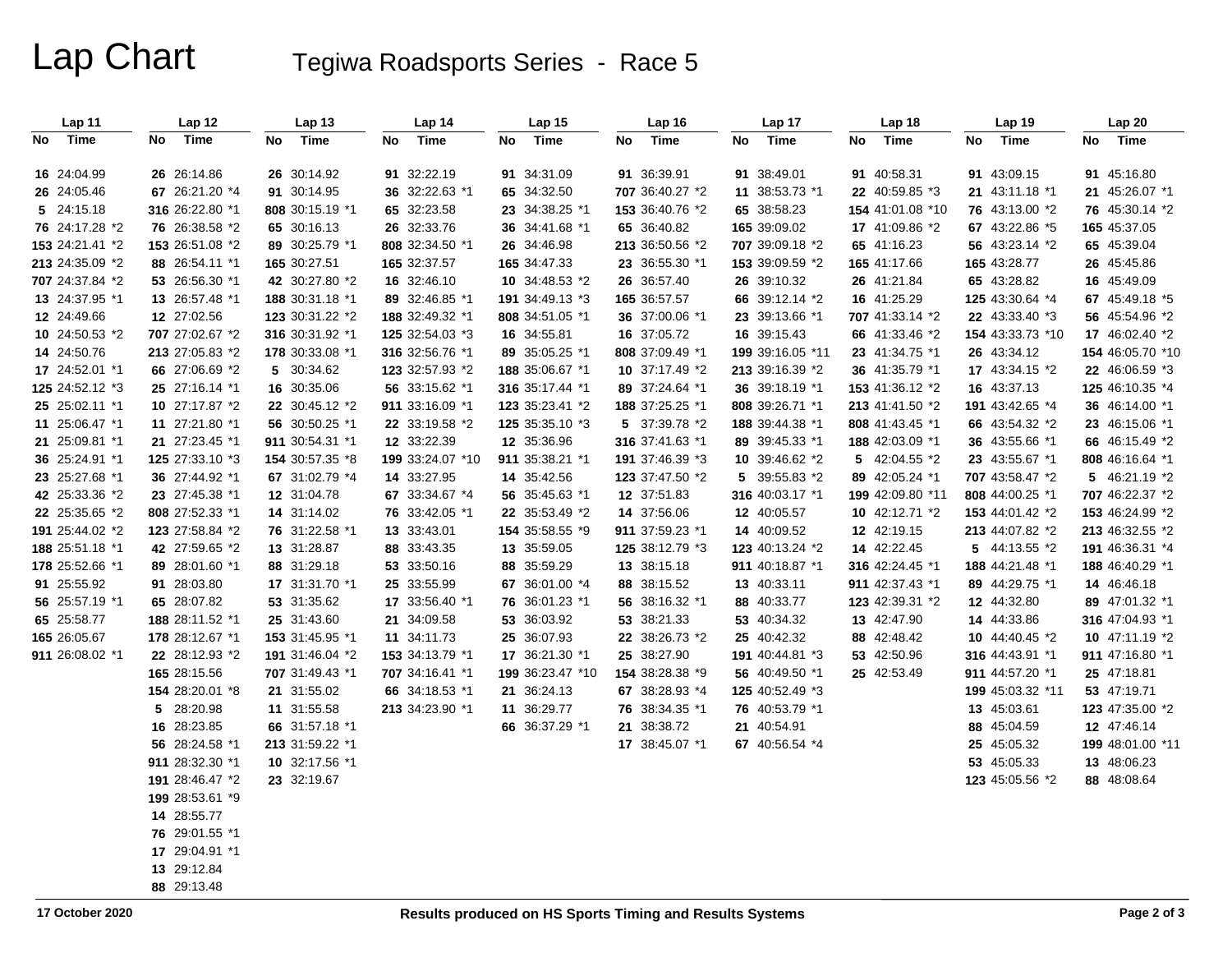# Lap Chart

## Tegiwa Roadsports Series - Race 5

| Lap 11 | | Lap 12 | | Lap 13 | | Lap 14 | | Lap 15 | | Lap 16 | | Lap 17 | | Lap 18 | | Lap 19 | | Lap 20 | |
|---|---|---|---|---|---|---|---|---|---|---|---|---|---|---|---|---|---|---|---|
| No | Time | No | Time | No | Time | No | Time | No | Time | No | Time | No | Time | No | Time | No | Time | No | Time |
| 16 | 24:04.99 | 26 | 26:14.86 | 26 | 30:14.92 | 91 | 32:22.19 | 91 | 34:31.09 | 91 | 36:39.91 | 91 | 38:49.01 | 91 | 40:58.31 | 91 | 43:09.15 | 91 | 45:16.80 |
| 26 | 24:05.46 | 67 | 26:21.20 *4 | 91 | 30:14.95 | 36 | 32:22.63 *1 | 65 | 34:32.50 | 707 | 36:40.27 *2 | 11 | 38:53.73 *1 | 22 | 40:59.85 *3 | 21 | 43:11.18 *1 | 21 | 45:26.07 *1 |
| 5 | 24:15.18 | 316 | 26:22.80 *1 | 808 | 30:15.19 *1 | 65 | 32:23.58 | 23 | 34:38.25 *1 | 153 | 36:40.76 *2 | 65 | 38:58.23 | 154 | 41:01.08 *10 | 76 | 43:13.00 *2 | 76 | 45:30.14 *2 |
| 76 | 24:17.28 *2 | 76 | 26:38.58 *2 | 65 | 30:16.13 | 26 | 32:33.76 | 36 | 34:41.68 *1 | 65 | 36:40.82 | 165 | 39:09.02 | 17 | 41:09.86 *2 | 67 | 43:22.86 *5 | 165 | 45:37.05 |
| 153 | 24:21.41 *2 | 153 | 26:51.08 *2 | 89 | 30:25.79 *1 | 808 | 32:34.50 *1 | 26 | 34:46.98 | 213 | 36:50.56 *2 | 707 | 39:09.18 *2 | 65 | 41:16.23 | 56 | 43:23.14 *2 | 65 | 45:39.04 |
| 213 | 24:35.09 *2 | 88 | 26:54.11 *1 | 165 | 30:27.51 | 165 | 32:37.57 | 165 | 34:47.33 | 23 | 36:55.30 *1 | 153 | 39:09.59 *2 | 165 | 41:17.66 | 165 | 43:28.77 | 26 | 45:45.86 |
| 707 | 24:37.84 *2 | 53 | 26:56.30 *1 | 42 | 30:27.80 *2 | 16 | 32:46.10 | 10 | 34:48.53 *2 | 26 | 36:57.40 | 26 | 39:10.32 | 26 | 41:21.84 | 65 | 43:28.82 | 16 | 45:49.09 |
| 13 | 24:37.95 *1 | 13 | 26:57.48 *1 | 188 | 30:31.18 *1 | 89 | 32:46.85 *1 | 191 | 34:49.13 *3 | 165 | 36:57.57 | 66 | 39:12.14 *2 | 16 | 41:25.29 | 125 | 43:30.64 *4 | 67 | 45:49.18 *5 |
| 12 | 24:49.66 | 12 | 27:02.56 | 123 | 30:31.22 *2 | 188 | 32:49.32 *1 | 808 | 34:51.05 *1 | 36 | 37:00.06 *1 | 23 | 39:13.66 *1 | 707 | 41:33.14 *2 | 22 | 43:33.40 *3 | 56 | 45:54.96 *2 |
| 10 | 24:50.53 *2 | 707 | 27:02.67 *2 | 316 | 30:31.92 *1 | 125 | 32:54.03 *3 | 16 | 34:55.81 | 16 | 37:05.72 | 16 | 39:15.43 | 66 | 41:33.46 *2 | 154 | 43:33.73 *10 | 17 | 46:02.40 *2 |
| 14 | 24:50.76 | 213 | 27:05.83 *2 | 178 | 30:33.08 *1 | 316 | 32:56.76 *1 | 89 | 35:05.25 *1 | 808 | 37:09.49 *1 | 199 | 39:16.05 *11 | 23 | 41:34.75 *1 | 26 | 43:34.12 | 154 | 46:05.70 *10 |
| 17 | 24:52.01 *1 | 66 | 27:06.69 *2 | 5 | 30:34.62 | 123 | 32:57.93 *2 | 188 | 35:06.67 *1 | 10 | 37:17.49 *2 | 213 | 39:16.39 *2 | 36 | 41:35.79 *1 | 17 | 43:34.15 *2 | 22 | 46:06.59 *3 |
| 125 | 24:52.12 *3 | 25 | 27:16.14 *1 | 16 | 30:35.06 | 56 | 33:15.62 *1 | 316 | 35:17.44 *1 | 89 | 37:24.64 *1 | 36 | 39:18.19 *1 | 153 | 41:36.12 *2 | 16 | 43:37.13 | 125 | 46:10.35 *4 |
| 25 | 25:02.11 *1 | 10 | 27:17.87 *2 | 22 | 30:45.12 *2 | 911 | 33:16.09 *1 | 123 | 35:23.41 *2 | 188 | 37:25.25 *1 | 808 | 39:26.71 *1 | 213 | 41:41.50 *2 | 191 | 43:42.65 *4 | 36 | 46:14.00 *1 |
| 11 | 25:06.47 *1 | 11 | 27:21.80 *1 | 56 | 30:50.25 *1 | 22 | 33:19.58 *2 | 125 | 35:35.10 *3 | 5 | 37:39.78 *2 | 188 | 39:44.38 *1 | 808 | 41:43.45 *1 | 66 | 43:54.32 *2 | 23 | 46:15.06 *1 |
| 21 | 25:09.81 *1 | 21 | 27:23.45 *1 | 911 | 30:54.31 *1 | 12 | 33:22.39 | 12 | 35:36.96 | 316 | 37:41.63 *1 | 89 | 39:45.33 *1 | 188 | 42:03.09 *1 | 36 | 43:55.66 *1 | 66 | 46:15.49 *2 |
| 36 | 25:24.91 *1 | 125 | 27:33.10 *3 | 154 | 30:57.35 *8 | 199 | 33:24.07 *10 | 911 | 35:38.21 *1 | 191 | 37:46.39 *3 | 10 | 39:46.62 *2 | 5 | 42:04.55 *2 | 23 | 43:55.67 *1 | 808 | 46:16.64 *1 |
| 23 | 25:27.68 *1 | 36 | 27:44.92 *1 | 67 | 31:02.79 *4 | 14 | 33:27.95 | 14 | 35:42.56 | 123 | 37:47.50 *2 | 5 | 39:55.83 *2 | 89 | 42:05.24 *1 | 707 | 43:58.47 *2 | 5 | 46:21.19 *2 |
| 42 | 25:33.36 *2 | 23 | 27:45.38 *1 | 12 | 31:04.78 | 67 | 33:34.67 *4 | 56 | 35:45.63 *1 | 12 | 37:51.83 | 316 | 40:03.17 *1 | 199 | 42:09.80 *11 | 808 | 44:00.25 *1 | 707 | 46:22.37 *2 |
| 22 | 25:35.65 *2 | 808 | 27:52.33 *1 | 14 | 31:14.02 | 76 | 33:42.05 *1 | 22 | 35:53.49 *2 | 14 | 37:56.06 | 12 | 40:05.57 | 10 | 42:12.71 *2 | 153 | 44:01.42 *2 | 153 | 46:24.99 *2 |
| 191 | 25:44.02 *2 | 123 | 27:58.84 *2 | 76 | 31:22.58 *1 | 13 | 33:43.01 | 154 | 35:58.55 *9 | 911 | 37:59.23 *1 | 14 | 40:09.52 | 12 | 42:19.15 | 213 | 44:07.82 *2 | 213 | 46:32.55 *2 |
| 188 | 25:51.18 *1 | 42 | 27:59.65 *2 | 13 | 31:28.87 | 88 | 33:43.35 | 13 | 35:59.05 | 125 | 38:12.79 *3 | 123 | 40:13.24 *2 | 14 | 42:22.45 | 5 | 44:13.55 *2 | 191 | 46:36.31 *4 |
| 178 | 25:52.66 *1 | 89 | 28:01.60 *1 | 88 | 31:29.18 | 53 | 33:50.16 | 88 | 35:59.29 | 13 | 38:15.18 | 911 | 40:18.87 *1 | 316 | 42:24.45 *1 | 188 | 44:21.48 *1 | 188 | 46:40.29 *1 |
| 91 | 25:55.92 | 91 | 28:03.80 | 17 | 31:31.70 *1 | 25 | 33:55.99 | 67 | 36:01.00 *4 | 88 | 38:15.52 | 13 | 40:33.11 | 911 | 42:37.43 *1 | 89 | 44:29.75 *1 | 14 | 46:46.18 |
| 56 | 25:57.19 *1 | 65 | 28:07.82 | 53 | 31:35.62 | 17 | 33:56.40 *1 | 76 | 36:01.23 *1 | 56 | 38:16.32 *1 | 88 | 40:33.77 | 123 | 42:39.31 *2 | 12 | 44:32.80 | 89 | 47:01.32 *1 |
| 65 | 25:58.77 | 188 | 28:11.52 *1 | 25 | 31:43.60 | 21 | 34:09.58 | 53 | 36:03.92 | 53 | 38:21.33 | 53 | 40:34.32 | 13 | 42:47.90 | 14 | 44:33.86 | 316 | 47:04.93 *1 |
| 165 | 26:05.67 | 178 | 28:12.67 *1 | 153 | 31:45.95 *1 | 11 | 34:11.73 | 25 | 36:07.93 | 22 | 38:26.73 *2 | 25 | 40:42.32 | 88 | 42:48.42 | 10 | 44:40.45 *2 | 10 | 47:11.19 *2 |
| 911 | 26:08.02 *1 | 22 | 28:12.93 *2 | 191 | 31:46.04 *2 | 153 | 34:13.79 *1 | 17 | 36:21.30 *1 | 25 | 38:27.90 | 191 | 40:44.81 *3 | 53 | 42:50.96 | 316 | 44:43.91 *1 | 911 | 47:16.80 *1 |
| | | 165 | 28:15.56 | 707 | 31:49.43 *1 | 707 | 34:16.41 *1 | 199 | 36:23.47 *10 | 154 | 38:28.38 *9 | 56 | 40:49.50 *1 | 25 | 42:53.49 | 911 | 44:57.20 *1 | 25 | 47:18.81 |
| | | 154 | 28:20.01 *8 | 21 | 31:55.02 | 66 | 34:18.53 *1 | 21 | 36:24.13 | 67 | 38:28.93 *4 | 125 | 40:52.49 *3 | | | 199 | 45:03.32 *11 | 53 | 47:19.71 |
| | | 5 | 28:20.98 | 11 | 31:55.58 | 213 | 34:23.90 *1 | 11 | 36:29.77 | 76 | 38:34.35 *1 | 76 | 40:53.79 *1 | | | 13 | 45:03.61 | 123 | 47:35.00 *2 |
| | | 16 | 28:23.85 | 66 | 31:57.18 *1 | | | 66 | 36:37.29 *1 | 21 | 38:38.72 | 21 | 40:54.91 | | | 88 | 45:04.59 | 12 | 47:46.14 |
| | | 56 | 28:24.58 *1 | 213 | 31:59.22 *1 | | | | | 17 | 38:45.07 *1 | 67 | 40:56.54 *4 | | | 25 | 45:05.32 | 199 | 48:01.00 *11 |
| | | 911 | 28:32.30 *1 | 10 | 32:17.56 *1 | | | | | | | | | | | 53 | 45:05.33 | 13 | 48:06.23 |
| | | 191 | 28:46.47 *2 | 23 | 32:19.67 | | | | | | | | | | | 123 | 45:05.56 *2 | 88 | 48:08.64 |
| | | 199 | 28:53.61 *9 | | | | | | | | | | | | | | | | |
| | | 14 | 28:55.77 | | | | | | | | | | | | | | | | |
| | | 76 | 29:01.55 *1 | | | | | | | | | | | | | | | | |
| | | 17 | 29:04.91 *1 | | | | | | | | | | | | | | | | |
| | | 13 | 29:12.84 | | | | | | | | | | | | | | | | |
| | | 88 | 29:13.48 | | | | | | | | | | | | | | | | |

17 October 2020

Results produced on HS Sports Timing and Results Systems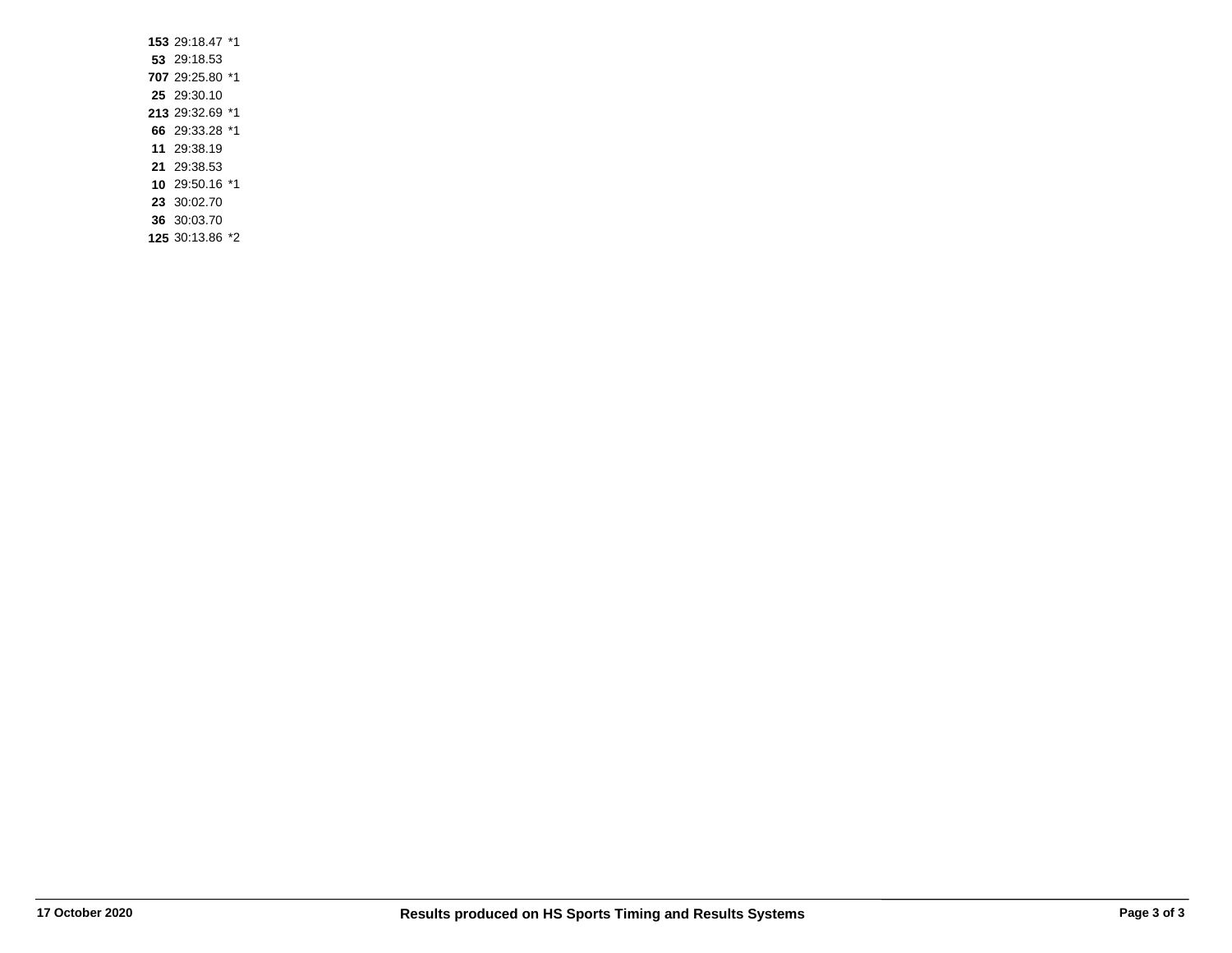| | | |
|---|---|---|
| **153** | 29:18.47 | *1 |
| **53** | 29:18.53 | |
| **707** | 29:25.80 | *1 |
| **25** | 29:30.10 | |
| **213** | 29:32.69 | *1 |
| **66** | 29:33.28 | *1 |
| **11** | 29:38.19 | |
| **21** | 29:38.53 | |
| **10** | 29:50.16 | *1 |
| **23** | 30:02.70 | |
| **36** | 30:03.70 | |
| **125** | 30:13.86 | *2 |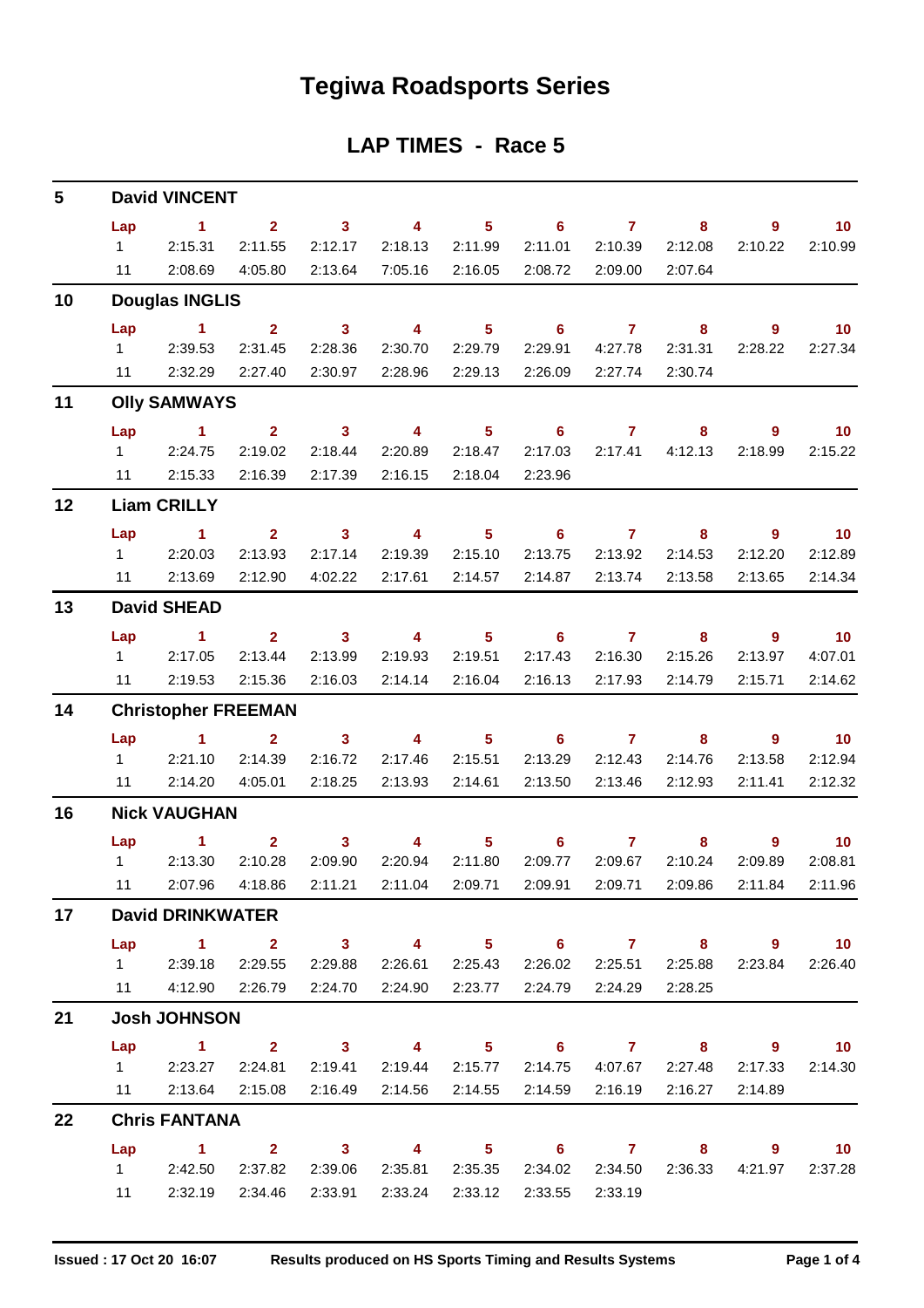# Tegiwa Roadsports Series

## LAP TIMES - Race 5

### 5 David VINCENT

| Lap | 1 | 2 | 3 | 4 | 5 | 6 | 7 | 8 | 9 | 10 |
|---|---|---|---|---|---|---|---|---|---|---|
| 1 | 2:15.31 | 2:11.55 | 2:12.17 | 2:18.13 | 2:11.99 | 2:11.01 | 2:10.39 | 2:12.08 | 2:10.22 | 2:10.99 |
| 11 | 2:08.69 | 4:05.80 | 2:13.64 | 7:05.16 | 2:16.05 | 2:08.72 | 2:09.00 | 2:07.64 | | |

### 10 Douglas INGLIS

| Lap | 1 | 2 | 3 | 4 | 5 | 6 | 7 | 8 | 9 | 10 |
|---|---|---|---|---|---|---|---|---|---|---|
| 1 | 2:39.53 | 2:31.45 | 2:28.36 | 2:30.70 | 2:29.79 | 2:29.91 | 4:27.78 | 2:31.31 | 2:28.22 | 2:27.34 |
| 11 | 2:32.29 | 2:27.40 | 2:30.97 | 2:28.96 | 2:29.13 | 2:26.09 | 2:27.74 | 2:30.74 | | |

### 11 Olly SAMWAYS

| Lap | 1 | 2 | 3 | 4 | 5 | 6 | 7 | 8 | 9 | 10 |
|---|---|---|---|---|---|---|---|---|---|---|
| 1 | 2:24.75 | 2:19.02 | 2:18.44 | 2:20.89 | 2:18.47 | 2:17.03 | 2:17.41 | 4:12.13 | 2:18.99 | 2:15.22 |
| 11 | 2:15.33 | 2:16.39 | 2:17.39 | 2:16.15 | 2:18.04 | 2:23.96 | | | | |

### 12 Liam CRILLY

| Lap | 1 | 2 | 3 | 4 | 5 | 6 | 7 | 8 | 9 | 10 |
|---|---|---|---|---|---|---|---|---|---|---|
| 1 | 2:20.03 | 2:13.93 | 2:17.14 | 2:19.39 | 2:15.10 | 2:13.75 | 2:13.92 | 2:14.53 | 2:12.20 | 2:12.89 |
| 11 | 2:13.69 | 2:12.90 | 4:02.22 | 2:17.61 | 2:14.57 | 2:14.87 | 2:13.74 | 2:13.58 | 2:13.65 | 2:14.34 |

### 13 David SHEAD

| Lap | 1 | 2 | 3 | 4 | 5 | 6 | 7 | 8 | 9 | 10 |
|---|---|---|---|---|---|---|---|---|---|---|
| 1 | 2:17.05 | 2:13.44 | 2:13.99 | 2:19.93 | 2:19.51 | 2:17.43 | 2:16.30 | 2:15.26 | 2:13.97 | 4:07.01 |
| 11 | 2:19.53 | 2:15.36 | 2:16.03 | 2:14.14 | 2:16.04 | 2:16.13 | 2:17.93 | 2:14.79 | 2:15.71 | 2:14.62 |

### 14 Christopher FREEMAN

| Lap | 1 | 2 | 3 | 4 | 5 | 6 | 7 | 8 | 9 | 10 |
|---|---|---|---|---|---|---|---|---|---|---|
| 1 | 2:21.10 | 2:14.39 | 2:16.72 | 2:17.46 | 2:15.51 | 2:13.29 | 2:12.43 | 2:14.76 | 2:13.58 | 2:12.94 |
| 11 | 2:14.20 | 4:05.01 | 2:18.25 | 2:13.93 | 2:14.61 | 2:13.50 | 2:13.46 | 2:12.93 | 2:11.41 | 2:12.32 |

### 16 Nick VAUGHAN

| Lap | 1 | 2 | 3 | 4 | 5 | 6 | 7 | 8 | 9 | 10 |
|---|---|---|---|---|---|---|---|---|---|---|
| 1 | 2:13.30 | 2:10.28 | 2:09.90 | 2:20.94 | 2:11.80 | 2:09.77 | 2:09.67 | 2:10.24 | 2:09.89 | 2:08.81 |
| 11 | 2:07.96 | 4:18.86 | 2:11.21 | 2:11.04 | 2:09.71 | 2:09.91 | 2:09.71 | 2:09.86 | 2:11.84 | 2:11.96 |

### 17 David DRINKWATER

| Lap | 1 | 2 | 3 | 4 | 5 | 6 | 7 | 8 | 9 | 10 |
|---|---|---|---|---|---|---|---|---|---|---|
| 1 | 2:39.18 | 2:29.55 | 2:29.88 | 2:26.61 | 2:25.43 | 2:26.02 | 2:25.51 | 2:25.88 | 2:23.84 | 2:26.40 |
| 11 | 4:12.90 | 2:26.79 | 2:24.70 | 2:24.90 | 2:23.77 | 2:24.79 | 2:24.29 | 2:28.25 | | |

### 21 Josh JOHNSON

| Lap | 1 | 2 | 3 | 4 | 5 | 6 | 7 | 8 | 9 | 10 |
|---|---|---|---|---|---|---|---|---|---|---|
| 1 | 2:23.27 | 2:24.81 | 2:19.41 | 2:19.44 | 2:15.77 | 2:14.75 | 4:07.67 | 2:27.48 | 2:17.33 | 2:14.30 |
| 11 | 2:13.64 | 2:15.08 | 2:16.49 | 2:14.56 | 2:14.55 | 2:14.59 | 2:16.19 | 2:16.27 | 2:14.89 | |

### 22 Chris FANTANA

| Lap | 1 | 2 | 3 | 4 | 5 | 6 | 7 | 8 | 9 | 10 |
|---|---|---|---|---|---|---|---|---|---|---|
| 1 | 2:42.50 | 2:37.82 | 2:39.06 | 2:35.81 | 2:35.35 | 2:34.02 | 2:34.50 | 2:36.33 | 4:21.97 | 2:37.28 |
| 11 | 2:32.19 | 2:34.46 | 2:33.91 | 2:33.24 | 2:33.12 | 2:33.55 | 2:33.19 | | | |

Issued : 17 Oct 20 16:07 Results produced on HS Sports Timing and Results Systems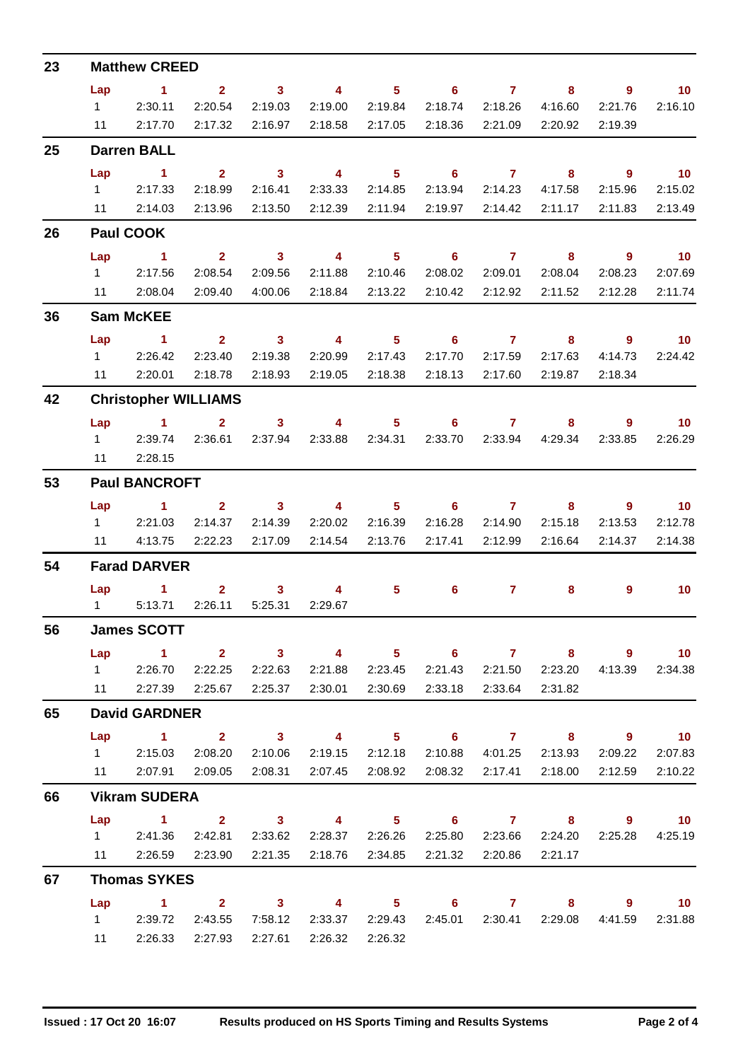## 23 Matthew CREED

| Lap | 1 | 2 | 3 | 4 | 5 | 6 | 7 | 8 | 9 | 10 |
|---|---|---|---|---|---|---|---|---|---|---|
| 1 | 2:30.11 | 2:20.54 | 2:19.03 | 2:19.00 | 2:19.84 | 2:18.74 | 2:18.26 | 4:16.60 | 2:21.76 | 2:16.10 |
| 11 | 2:17.70 | 2:17.32 | 2:16.97 | 2:18.58 | 2:17.05 | 2:18.36 | 2:21.09 | 2:20.92 | 2:19.39 | |

## 25 Darren BALL

| Lap | 1 | 2 | 3 | 4 | 5 | 6 | 7 | 8 | 9 | 10 |
|---|---|---|---|---|---|---|---|---|---|---|
| 1 | 2:17.33 | 2:18.99 | 2:16.41 | 2:33.33 | 2:14.85 | 2:13.94 | 2:14.23 | 4:17.58 | 2:15.96 | 2:15.02 |
| 11 | 2:14.03 | 2:13.96 | 2:13.50 | 2:12.39 | 2:11.94 | 2:19.97 | 2:14.42 | 2:11.17 | 2:11.83 | 2:13.49 |

## 26 Paul COOK

| Lap | 1 | 2 | 3 | 4 | 5 | 6 | 7 | 8 | 9 | 10 |
|---|---|---|---|---|---|---|---|---|---|---|
| 1 | 2:17.56 | 2:08.54 | 2:09.56 | 2:11.88 | 2:10.46 | 2:08.02 | 2:09.01 | 2:08.04 | 2:08.23 | 2:07.69 |
| 11 | 2:08.04 | 2:09.40 | 4:00.06 | 2:18.84 | 2:13.22 | 2:10.42 | 2:12.92 | 2:11.52 | 2:12.28 | 2:11.74 |

## 36 Sam McKEE

| Lap | 1 | 2 | 3 | 4 | 5 | 6 | 7 | 8 | 9 | 10 |
|---|---|---|---|---|---|---|---|---|---|---|
| 1 | 2:26.42 | 2:23.40 | 2:19.38 | 2:20.99 | 2:17.43 | 2:17.70 | 2:17.59 | 2:17.63 | 4:14.73 | 2:24.42 |
| 11 | 2:20.01 | 2:18.78 | 2:18.93 | 2:19.05 | 2:18.38 | 2:18.13 | 2:17.60 | 2:19.87 | 2:18.34 | |

## 42 Christopher WILLIAMS

| Lap | 1 | 2 | 3 | 4 | 5 | 6 | 7 | 8 | 9 | 10 |
|---|---|---|---|---|---|---|---|---|---|---|
| 1 | 2:39.74 | 2:36.61 | 2:37.94 | 2:33.88 | 2:34.31 | 2:33.70 | 2:33.94 | 4:29.34 | 2:33.85 | 2:26.29 |
| 11 | 2:28.15 | | | | | | | | | |

## 53 Paul BANCROFT

| Lap | 1 | 2 | 3 | 4 | 5 | 6 | 7 | 8 | 9 | 10 |
|---|---|---|---|---|---|---|---|---|---|---|
| 1 | 2:21.03 | 2:14.37 | 2:14.39 | 2:20.02 | 2:16.39 | 2:16.28 | 2:14.90 | 2:15.18 | 2:13.53 | 2:12.78 |
| 11 | 4:13.75 | 2:22.23 | 2:17.09 | 2:14.54 | 2:13.76 | 2:17.41 | 2:12.99 | 2:16.64 | 2:14.37 | 2:14.38 |

## 54 Farad DARVER

| Lap | 1 | 2 | 3 | 4 | 5 | 6 | 7 | 8 | 9 | 10 |
|---|---|---|---|---|---|---|---|---|---|---|
| 1 | 5:13.71 | 2:26.11 | 5:25.31 | 2:29.67 | | | | | | |

## 56 James SCOTT

| Lap | 1 | 2 | 3 | 4 | 5 | 6 | 7 | 8 | 9 | 10 |
|---|---|---|---|---|---|---|---|---|---|---|
| 1 | 2:26.70 | 2:22.25 | 2:22.63 | 2:21.88 | 2:23.45 | 2:21.43 | 2:21.50 | 2:23.20 | 4:13.39 | 2:34.38 |
| 11 | 2:27.39 | 2:25.67 | 2:25.37 | 2:30.01 | 2:30.69 | 2:33.18 | 2:33.64 | 2:31.82 | | |

## 65 David GARDNER

| Lap | 1 | 2 | 3 | 4 | 5 | 6 | 7 | 8 | 9 | 10 |
|---|---|---|---|---|---|---|---|---|---|---|
| 1 | 2:15.03 | 2:08.20 | 2:10.06 | 2:19.15 | 2:12.18 | 2:10.88 | 4:01.25 | 2:13.93 | 2:09.22 | 2:07.83 |
| 11 | 2:07.91 | 2:09.05 | 2:08.31 | 2:07.45 | 2:08.92 | 2:08.32 | 2:17.41 | 2:18.00 | 2:12.59 | 2:10.22 |

## 66 Vikram SUDERA

| Lap | 1 | 2 | 3 | 4 | 5 | 6 | 7 | 8 | 9 | 10 |
|---|---|---|---|---|---|---|---|---|---|---|
| 1 | 2:41.36 | 2:42.81 | 2:33.62 | 2:28.37 | 2:26.26 | 2:25.80 | 2:23.66 | 2:24.20 | 2:25.28 | 4:25.19 |
| 11 | 2:26.59 | 2:23.90 | 2:21.35 | 2:18.76 | 2:34.85 | 2:21.32 | 2:20.86 | 2:21.17 | | |

## 67 Thomas SYKES

| Lap | 1 | 2 | 3 | 4 | 5 | 6 | 7 | 8 | 9 | 10 |
|---|---|---|---|---|---|---|---|---|---|---|
| 1 | 2:39.72 | 2:43.55 | 7:58.12 | 2:33.37 | 2:29.43 | 2:45.01 | 2:30.41 | 2:29.08 | 4:41.59 | 2:31.88 |
| 11 | 2:26.33 | 2:27.93 | 2:27.61 | 2:26.32 | 2:26.32 | | | | | |

Issued : 17 Oct 20 16:07    Results produced on HS Sports Timing and Results Systems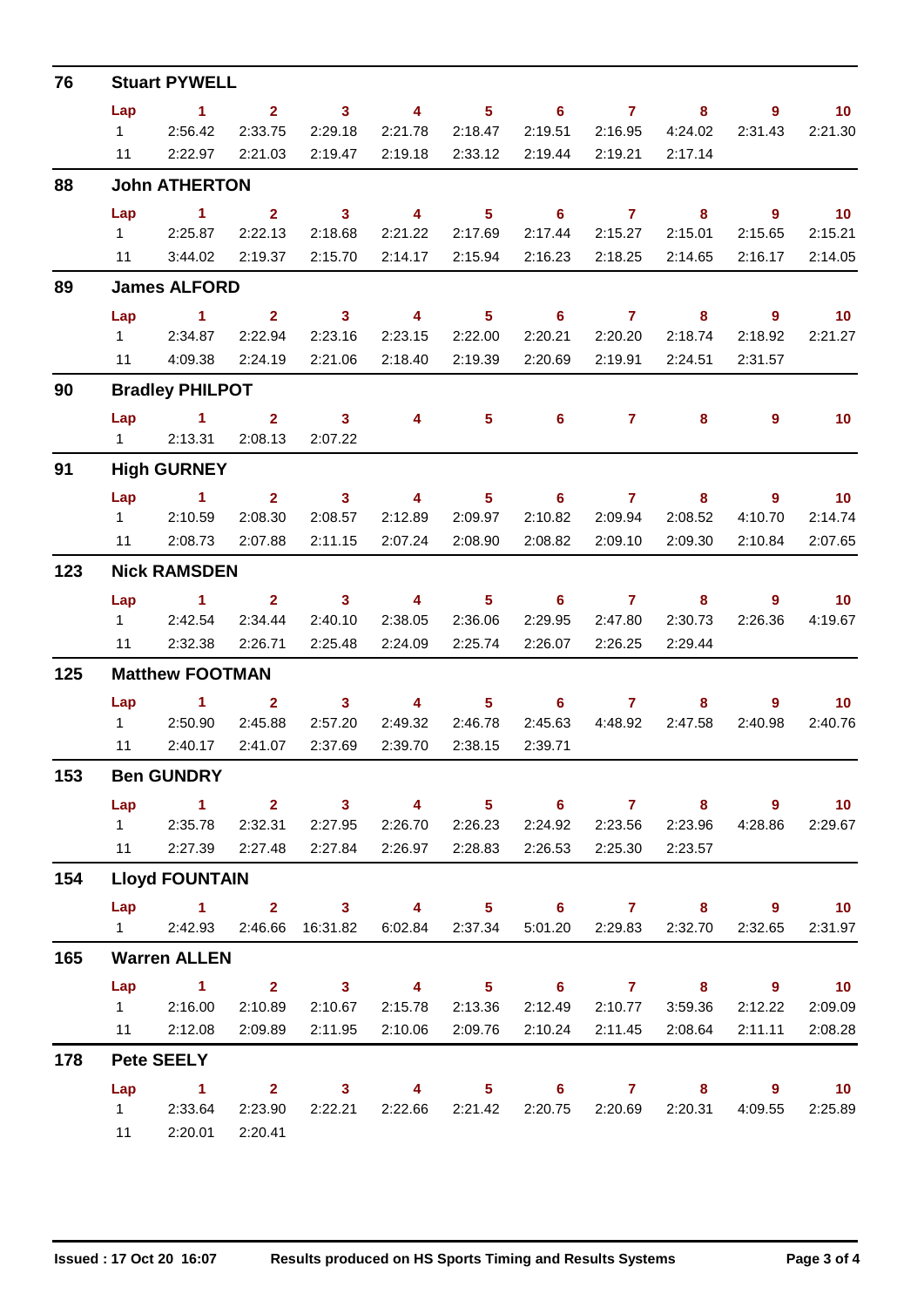## 76 Stuart PYWELL

| Lap | 1 | 2 | 3 | 4 | 5 | 6 | 7 | 8 | 9 | 10 |
|---|---|---|---|---|---|---|---|---|---|---|
| 1 | 2:56.42 | 2:33.75 | 2:29.18 | 2:21.78 | 2:18.47 | 2:19.51 | 2:16.95 | 4:24.02 | 2:31.43 | 2:21.30 |
| 11 | 2:22.97 | 2:21.03 | 2:19.47 | 2:19.18 | 2:33.12 | 2:19.44 | 2:19.21 | 2:17.14 | | |

## 88 John ATHERTON

| Lap | 1 | 2 | 3 | 4 | 5 | 6 | 7 | 8 | 9 | 10 |
|---|---|---|---|---|---|---|---|---|---|---|
| 1 | 2:25.87 | 2:22.13 | 2:18.68 | 2:21.22 | 2:17.69 | 2:17.44 | 2:15.27 | 2:15.01 | 2:15.65 | 2:15.21 |
| 11 | 3:44.02 | 2:19.37 | 2:15.70 | 2:14.17 | 2:15.94 | 2:16.23 | 2:18.25 | 2:14.65 | 2:16.17 | 2:14.05 |

## 89 James ALFORD

| Lap | 1 | 2 | 3 | 4 | 5 | 6 | 7 | 8 | 9 | 10 |
|---|---|---|---|---|---|---|---|---|---|---|
| 1 | 2:34.87 | 2:22.94 | 2:23.16 | 2:23.15 | 2:22.00 | 2:20.21 | 2:20.20 | 2:18.74 | 2:18.92 | 2:21.27 |
| 11 | 4:09.38 | 2:24.19 | 2:21.06 | 2:18.40 | 2:19.39 | 2:20.69 | 2:19.91 | 2:24.51 | 2:31.57 | |

## 90 Bradley PHILPOT

| Lap | 1 | 2 | 3 | 4 | 5 | 6 | 7 | 8 | 9 | 10 |
|---|---|---|---|---|---|---|---|---|---|---|
| 1 | 2:13.31 | 2:08.13 | 2:07.22 | | | | | | | |

## 91 High GURNEY

| Lap | 1 | 2 | 3 | 4 | 5 | 6 | 7 | 8 | 9 | 10 |
|---|---|---|---|---|---|---|---|---|---|---|
| 1 | 2:10.59 | 2:08.30 | 2:08.57 | 2:12.89 | 2:09.97 | 2:10.82 | 2:09.94 | 2:08.52 | 4:10.70 | 2:14.74 |
| 11 | 2:08.73 | 2:07.88 | 2:11.15 | 2:07.24 | 2:08.90 | 2:08.82 | 2:09.10 | 2:09.30 | 2:10.84 | 2:07.65 |

## 123 Nick RAMSDEN

| Lap | 1 | 2 | 3 | 4 | 5 | 6 | 7 | 8 | 9 | 10 |
|---|---|---|---|---|---|---|---|---|---|---|
| 1 | 2:42.54 | 2:34.44 | 2:40.10 | 2:38.05 | 2:36.06 | 2:29.95 | 2:47.80 | 2:30.73 | 2:26.36 | 4:19.67 |
| 11 | 2:32.38 | 2:26.71 | 2:25.48 | 2:24.09 | 2:25.74 | 2:26.07 | 2:26.25 | 2:29.44 | | |

## 125 Matthew FOOTMAN

| Lap | 1 | 2 | 3 | 4 | 5 | 6 | 7 | 8 | 9 | 10 |
|---|---|---|---|---|---|---|---|---|---|---|
| 1 | 2:50.90 | 2:45.88 | 2:57.20 | 2:49.32 | 2:46.78 | 2:45.63 | 4:48.92 | 2:47.58 | 2:40.98 | 2:40.76 |
| 11 | 2:40.17 | 2:41.07 | 2:37.69 | 2:39.70 | 2:38.15 | 2:39.71 | | | | |

## 153 Ben GUNDRY

| Lap | 1 | 2 | 3 | 4 | 5 | 6 | 7 | 8 | 9 | 10 |
|---|---|---|---|---|---|---|---|---|---|---|
| 1 | 2:35.78 | 2:32.31 | 2:27.95 | 2:26.70 | 2:26.23 | 2:24.92 | 2:23.56 | 2:23.96 | 4:28.86 | 2:29.67 |
| 11 | 2:27.39 | 2:27.48 | 2:27.84 | 2:26.97 | 2:28.83 | 2:26.53 | 2:25.30 | 2:23.57 | | |

## 154 Lloyd FOUNTAIN

| Lap | 1 | 2 | 3 | 4 | 5 | 6 | 7 | 8 | 9 | 10 |
|---|---|---|---|---|---|---|---|---|---|---|
| 1 | 2:42.93 | 2:46.66 | 16:31.82 | 6:02.84 | 2:37.34 | 5:01.20 | 2:29.83 | 2:32.70 | 2:32.65 | 2:31.97 |

## 165 Warren ALLEN

| Lap | 1 | 2 | 3 | 4 | 5 | 6 | 7 | 8 | 9 | 10 |
|---|---|---|---|---|---|---|---|---|---|---|
| 1 | 2:16.00 | 2:10.89 | 2:10.67 | 2:15.78 | 2:13.36 | 2:12.49 | 2:10.77 | 3:59.36 | 2:12.22 | 2:09.09 |
| 11 | 2:12.08 | 2:09.89 | 2:11.95 | 2:10.06 | 2:09.76 | 2:10.24 | 2:11.45 | 2:08.64 | 2:11.11 | 2:08.28 |

## 178 Pete SEELY

| Lap | 1 | 2 | 3 | 4 | 5 | 6 | 7 | 8 | 9 | 10 |
|---|---|---|---|---|---|---|---|---|---|---|
| 1 | 2:33.64 | 2:23.90 | 2:22.21 | 2:22.66 | 2:21.42 | 2:20.75 | 2:20.69 | 2:20.31 | 4:09.55 | 2:25.89 |
| 11 | 2:20.01 | 2:20.41 | | | | | | | | |

Issued : 17 Oct 20 16:07 Results produced on HS Sports Timing and Results Systems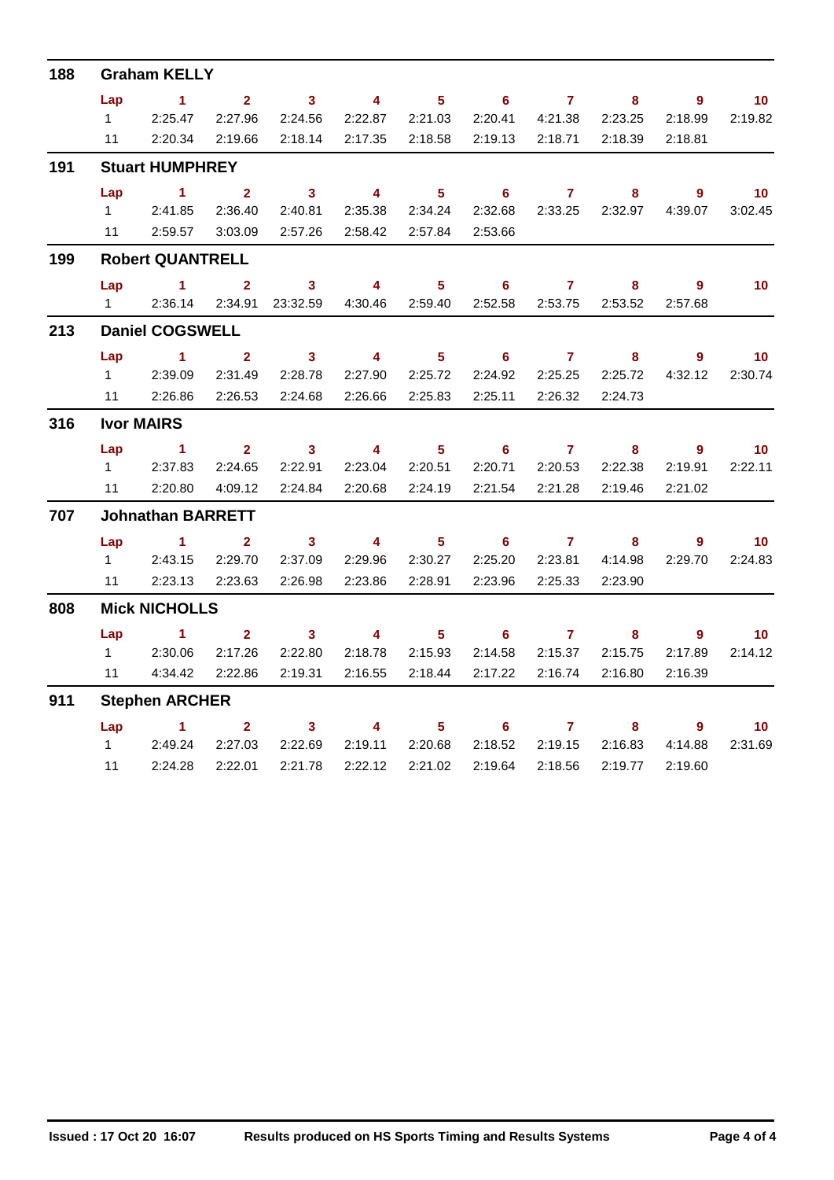## 188 Graham KELLY

| Lap | 1 | 2 | 3 | 4 | 5 | 6 | 7 | 8 | 9 | 10 |
|---|---|---|---|---|---|---|---|---|---|---|
| 1 | 2:25.47 | 2:27.96 | 2:24.56 | 2:22.87 | 2:21.03 | 2:20.41 | 4:21.38 | 2:23.25 | 2:18.99 | 2:19.82 |
| 11 | 2:20.34 | 2:19.66 | 2:18.14 | 2:17.35 | 2:18.58 | 2:19.13 | 2:18.71 | 2:18.39 | 2:18.81 | |

## 191 Stuart HUMPHREY

| Lap | 1 | 2 | 3 | 4 | 5 | 6 | 7 | 8 | 9 | 10 |
|---|---|---|---|---|---|---|---|---|---|---|
| 1 | 2:41.85 | 2:36.40 | 2:40.81 | 2:35.38 | 2:34.24 | 2:32.68 | 2:33.25 | 2:32.97 | 4:39.07 | 3:02.45 |
| 11 | 2:59.57 | 3:03.09 | 2:57.26 | 2:58.42 | 2:57.84 | 2:53.66 | | | | |

## 199 Robert QUANTRELL

| Lap | 1 | 2 | 3 | 4 | 5 | 6 | 7 | 8 | 9 | 10 |
|---|---|---|---|---|---|---|---|---|---|---|
| 1 | 2:36.14 | 2:34.91 | 23:32.59 | 4:30.46 | 2:59.40 | 2:52.58 | 2:53.75 | 2:53.52 | 2:57.68 | |

## 213 Daniel COGSWELL

| Lap | 1 | 2 | 3 | 4 | 5 | 6 | 7 | 8 | 9 | 10 |
|---|---|---|---|---|---|---|---|---|---|---|
| 1 | 2:39.09 | 2:31.49 | 2:28.78 | 2:27.90 | 2:25.72 | 2:24.92 | 2:25.25 | 2:25.72 | 4:32.12 | 2:30.74 |
| 11 | 2:26.86 | 2:26.53 | 2:24.68 | 2:26.66 | 2:25.83 | 2:25.11 | 2:26.32 | 2:24.73 | | |

## 316 Ivor MAIRS

| Lap | 1 | 2 | 3 | 4 | 5 | 6 | 7 | 8 | 9 | 10 |
|---|---|---|---|---|---|---|---|---|---|---|
| 1 | 2:37.83 | 2:24.65 | 2:22.91 | 2:23.04 | 2:20.51 | 2:20.71 | 2:20.53 | 2:22.38 | 2:19.91 | 2:22.11 |
| 11 | 2:20.80 | 4:09.12 | 2:24.84 | 2:20.68 | 2:24.19 | 2:21.54 | 2:21.28 | 2:19.46 | 2:21.02 | |

## 707 Johnathan BARRETT

| Lap | 1 | 2 | 3 | 4 | 5 | 6 | 7 | 8 | 9 | 10 |
|---|---|---|---|---|---|---|---|---|---|---|
| 1 | 2:43.15 | 2:29.70 | 2:37.09 | 2:29.96 | 2:30.27 | 2:25.20 | 2:23.81 | 4:14.98 | 2:29.70 | 2:24.83 |
| 11 | 2:23.13 | 2:23.63 | 2:26.98 | 2:23.86 | 2:28.91 | 2:23.96 | 2:25.33 | 2:23.90 | | |

## 808 Mick NICHOLLS

| Lap | 1 | 2 | 3 | 4 | 5 | 6 | 7 | 8 | 9 | 10 |
|---|---|---|---|---|---|---|---|---|---|---|
| 1 | 2:30.06 | 2:17.26 | 2:22.80 | 2:18.78 | 2:15.93 | 2:14.58 | 2:15.37 | 2:15.75 | 2:17.89 | 2:14.12 |
| 11 | 4:34.42 | 2:22.86 | 2:19.31 | 2:16.55 | 2:18.44 | 2:17.22 | 2:16.74 | 2:16.80 | 2:16.39 | |

## 911 Stephen ARCHER

| Lap | 1 | 2 | 3 | 4 | 5 | 6 | 7 | 8 | 9 | 10 |
|---|---|---|---|---|---|---|---|---|---|---|
| 1 | 2:49.24 | 2:27.03 | 2:22.69 | 2:19.11 | 2:20.68 | 2:18.52 | 2:19.15 | 2:16.83 | 4:14.88 | 2:31.69 |
| 11 | 2:24.28 | 2:22.01 | 2:21.78 | 2:22.12 | 2:21.02 | 2:19.64 | 2:18.56 | 2:19.77 | 2:19.60 | |

**Issued : 17 Oct 20 16:07** **Results produced on HS Sports Timing and Results Systems**